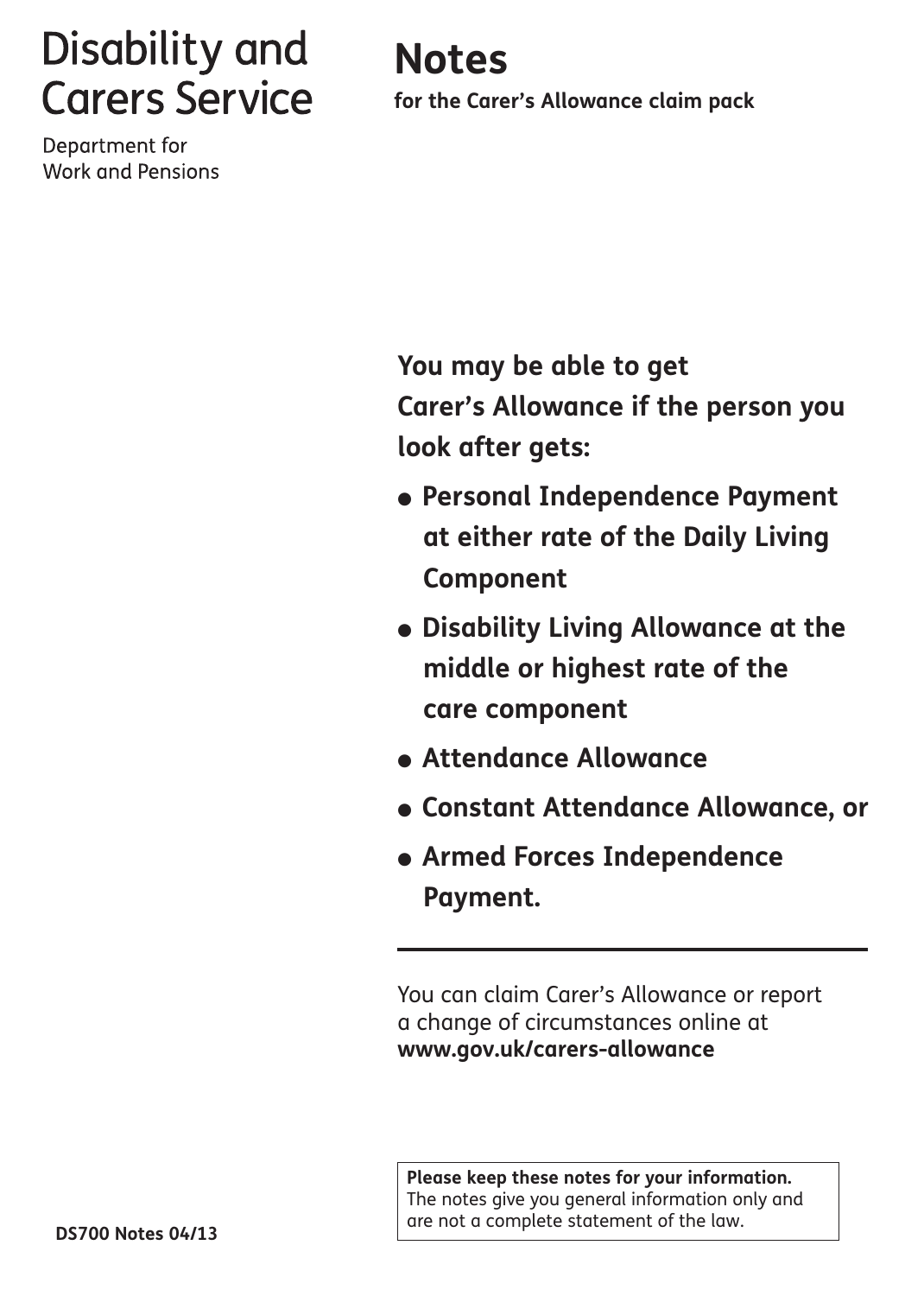Disability and Carers Service

Department for Work and Pensions

# Notes

**for the Carer's Allowance claim pack**

**You may be able to get Carer's Allowance if the person you look after gets:**

- **Personal Independence Payment at either rate of the Daily Living Component**
- **Disability Living Allowance at the middle or highest rate of the care component**
- **Attendance Allowance**
- **Constant Attendance Allowance, or**
- **Armed Forces Independence Payment.**

---

You can claim Carer's Allowance or report a change of circumstances online at **www.gov.uk/carers-allowance**

**Please keep these notes for your information.** The notes give you general information only and are not a complete statement of the law.

**DS700 Notes 04/13**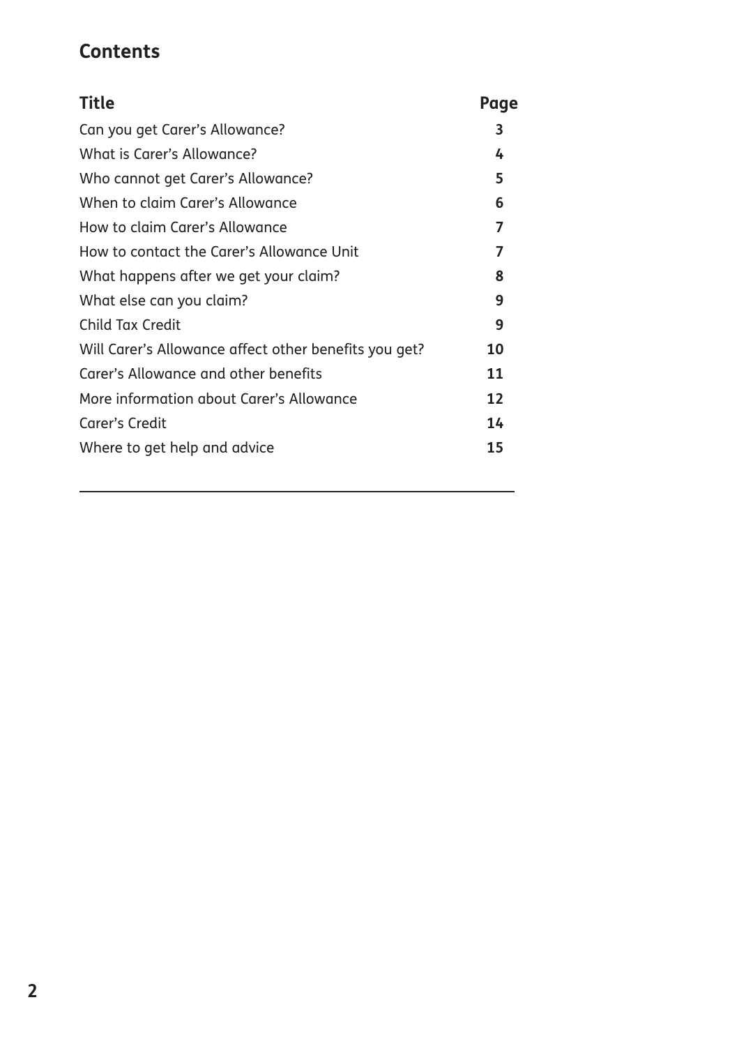## Contents

| Title | Page |
| --- | --- |
| Can you get Carer's Allowance? | 3 |
| What is Carer's Allowance? | 4 |
| Who cannot get Carer's Allowance? | 5 |
| When to claim Carer's Allowance | 6 |
| How to claim Carer's Allowance | 7 |
| How to contact the Carer's Allowance Unit | 7 |
| What happens after we get your claim? | 8 |
| What else can you claim? | 9 |
| Child Tax Credit | 9 |
| Will Carer's Allowance affect other benefits you get? | 10 |
| Carer's Allowance and other benefits | 11 |
| More information about Carer's Allowance | 12 |
| Carer's Credit | 14 |
| Where to get help and advice | 15 |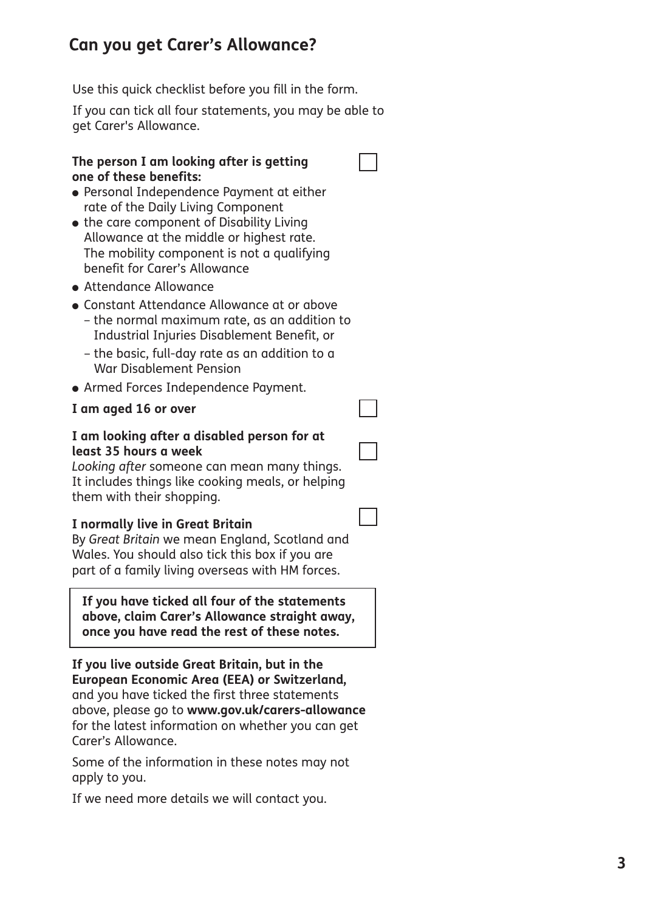## Can you get Carer's Allowance?

Use this quick checklist before you fill in the form.

If you can tick all four statements, you may be able to get Carer's Allowance.

**The person I am looking after is getting one of these benefits:** ☐

- Personal Independence Payment at either rate of the Daily Living Component
- the care component of Disability Living Allowance at the middle or highest rate. The mobility component is not a qualifying benefit for Carer's Allowance
- Attendance Allowance
- Constant Attendance Allowance at or above
  - the normal maximum rate, as an addition to Industrial Injuries Disablement Benefit, or
  - the basic, full-day rate as an addition to a War Disablement Pension
- Armed Forces Independence Payment.

**I am aged 16 or over** ☐

**I am looking after a disabled person for at least 35 hours a week** ☐

*Looking after* someone can mean many things. It includes things like cooking meals, or helping them with their shopping.

**I normally live in Great Britain** ☐

By *Great Britain* we mean England, Scotland and Wales. You should also tick this box if you are part of a family living overseas with HM forces.

**If you have ticked all four of the statements above, claim Carer's Allowance straight away, once you have read the rest of these notes.**

**If you live outside Great Britain, but in the European Economic Area (EEA) or Switzerland,** and you have ticked the first three statements above, please go to **www.gov.uk/carers-allowance** for the latest information on whether you can get Carer's Allowance.

Some of the information in these notes may not apply to you.

If we need more details we will contact you.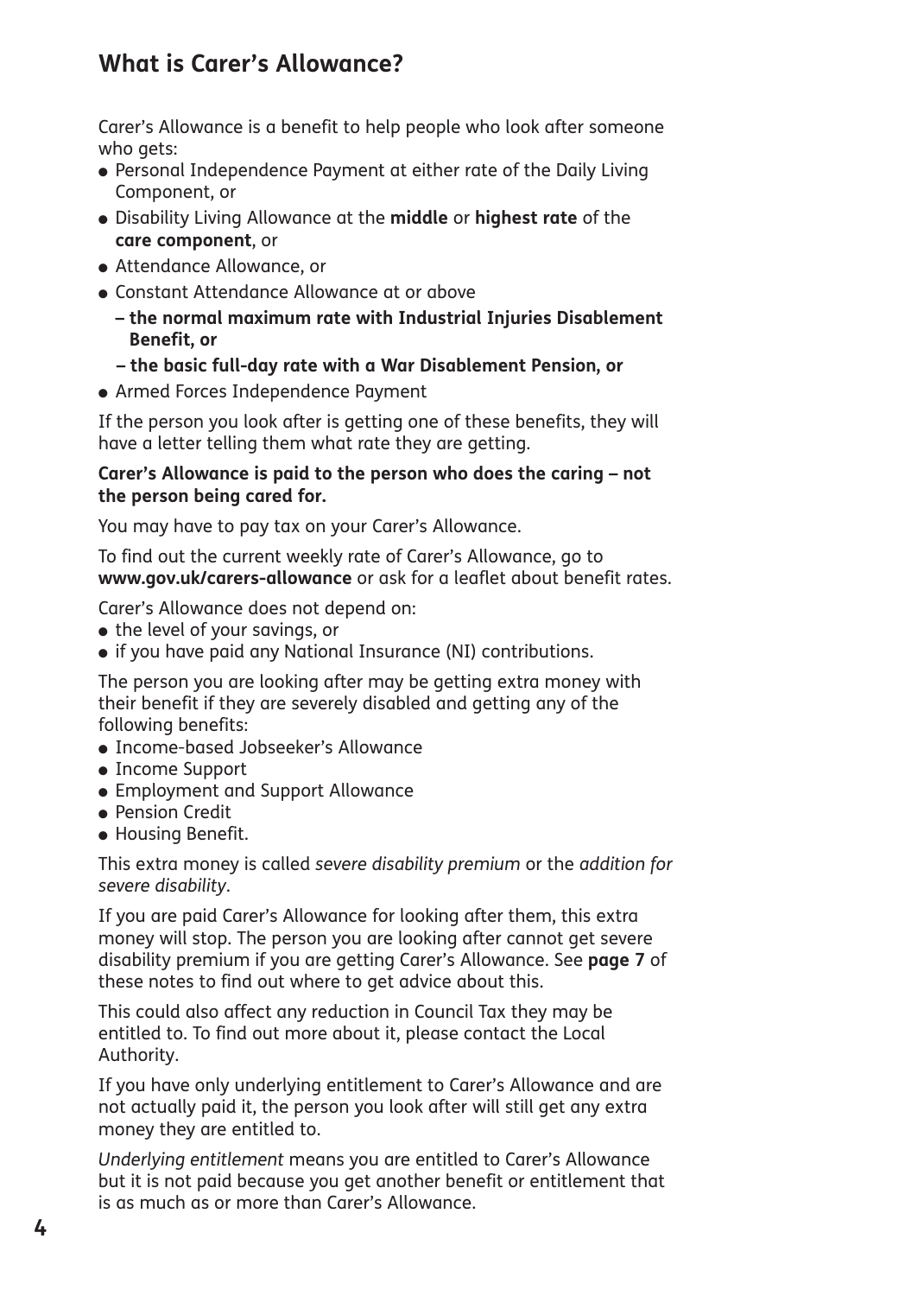## What is Carer's Allowance?

Carer's Allowance is a benefit to help people who look after someone who gets:

- Personal Independence Payment at either rate of the Daily Living Component, or
- Disability Living Allowance at the **middle** or **highest rate** of the **care component**, or
- Attendance Allowance, or
- Constant Attendance Allowance at or above
  - **the normal maximum rate with Industrial Injuries Disablement Benefit, or**
  - **the basic full-day rate with a War Disablement Pension, or**
- Armed Forces Independence Payment

If the person you look after is getting one of these benefits, they will have a letter telling them what rate they are getting.

**Carer's Allowance is paid to the person who does the caring – not the person being cared for.**

You may have to pay tax on your Carer's Allowance.

To find out the current weekly rate of Carer's Allowance, go to **www.gov.uk/carers-allowance** or ask for a leaflet about benefit rates.

Carer's Allowance does not depend on:

- the level of your savings, or
- if you have paid any National Insurance (NI) contributions.

The person you are looking after may be getting extra money with their benefit if they are severely disabled and getting any of the following benefits:

- Income-based Jobseeker's Allowance
- Income Support
- Employment and Support Allowance
- Pension Credit
- Housing Benefit.

This extra money is called *severe disability premium* or the *addition for severe disability*.

If you are paid Carer's Allowance for looking after them, this extra money will stop. The person you are looking after cannot get severe disability premium if you are getting Carer's Allowance. See **page 7** of these notes to find out where to get advice about this.

This could also affect any reduction in Council Tax they may be entitled to. To find out more about it, please contact the Local Authority.

If you have only underlying entitlement to Carer's Allowance and are not actually paid it, the person you look after will still get any extra money they are entitled to.

*Underlying entitlement* means you are entitled to Carer's Allowance but it is not paid because you get another benefit or entitlement that is as much as or more than Carer's Allowance.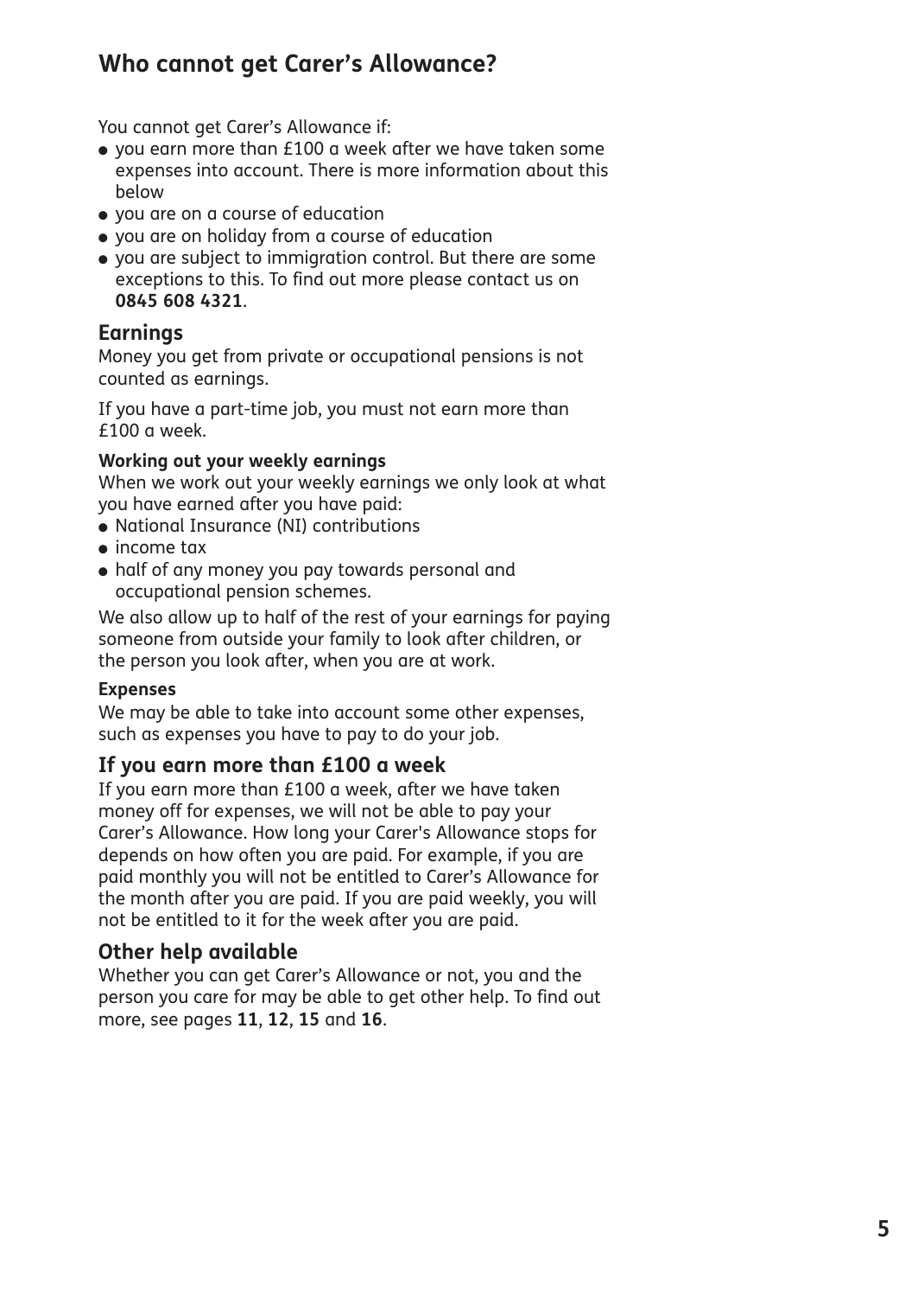## Who cannot get Carer's Allowance?

You cannot get Carer's Allowance if:

- you earn more than £100 a week after we have taken some expenses into account. There is more information about this below
- you are on a course of education
- you are on holiday from a course of education
- you are subject to immigration control. But there are some exceptions to this. To find out more please contact us on **0845 608 4321**.

### Earnings

Money you get from private or occupational pensions is not counted as earnings.

If you have a part-time job, you must not earn more than £100 a week.

#### Working out your weekly earnings

When we work out your weekly earnings we only look at what you have earned after you have paid:

- National Insurance (NI) contributions
- income tax
- half of any money you pay towards personal and occupational pension schemes.

We also allow up to half of the rest of your earnings for paying someone from outside your family to look after children, or the person you look after, when you are at work.

#### Expenses

We may be able to take into account some other expenses, such as expenses you have to pay to do your job.

### If you earn more than £100 a week

If you earn more than £100 a week, after we have taken money off for expenses, we will not be able to pay your Carer's Allowance. How long your Carer's Allowance stops for depends on how often you are paid. For example, if you are paid monthly you will not be entitled to Carer's Allowance for the month after you are paid. If you are paid weekly, you will not be entitled to it for the week after you are paid.

### Other help available

Whether you can get Carer's Allowance or not, you and the person you care for may be able to get other help. To find out more, see pages **11**, **12**, **15** and **16**.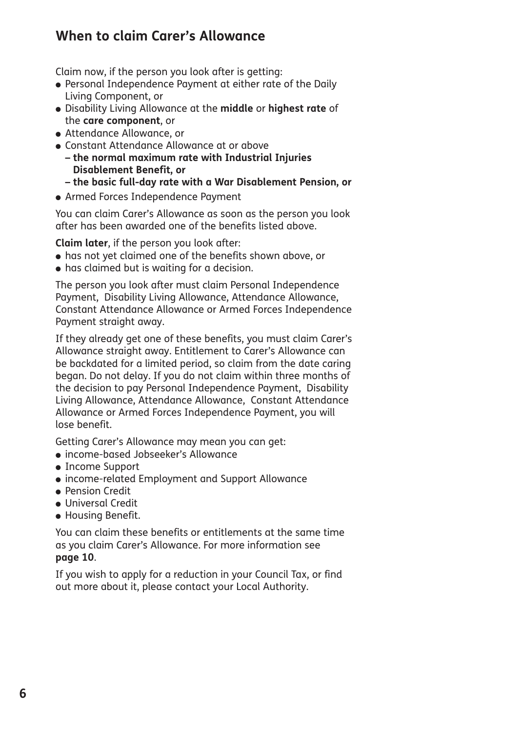## When to claim Carer's Allowance

Claim now, if the person you look after is getting:

- Personal Independence Payment at either rate of the Daily Living Component, or
- Disability Living Allowance at the **middle** or **highest rate** of the **care component**, or
- Attendance Allowance, or
- Constant Attendance Allowance at or above
  - **the normal maximum rate with Industrial Injuries Disablement Benefit, or**
  - **the basic full-day rate with a War Disablement Pension, or**
- Armed Forces Independence Payment

You can claim Carer's Allowance as soon as the person you look after has been awarded one of the benefits listed above.

**Claim later**, if the person you look after:

- has not yet claimed one of the benefits shown above, or
- has claimed but is waiting for a decision.

The person you look after must claim Personal Independence Payment, Disability Living Allowance, Attendance Allowance, Constant Attendance Allowance or Armed Forces Independence Payment straight away.

If they already get one of these benefits, you must claim Carer's Allowance straight away. Entitlement to Carer's Allowance can be backdated for a limited period, so claim from the date caring began. Do not delay. If you do not claim within three months of the decision to pay Personal Independence Payment, Disability Living Allowance, Attendance Allowance, Constant Attendance Allowance or Armed Forces Independence Payment, you will lose benefit.

Getting Carer's Allowance may mean you can get:

- income-based Jobseeker's Allowance
- Income Support
- income-related Employment and Support Allowance
- Pension Credit
- Universal Credit
- Housing Benefit.

You can claim these benefits or entitlements at the same time as you claim Carer's Allowance. For more information see **page 10**.

If you wish to apply for a reduction in your Council Tax, or find out more about it, please contact your Local Authority.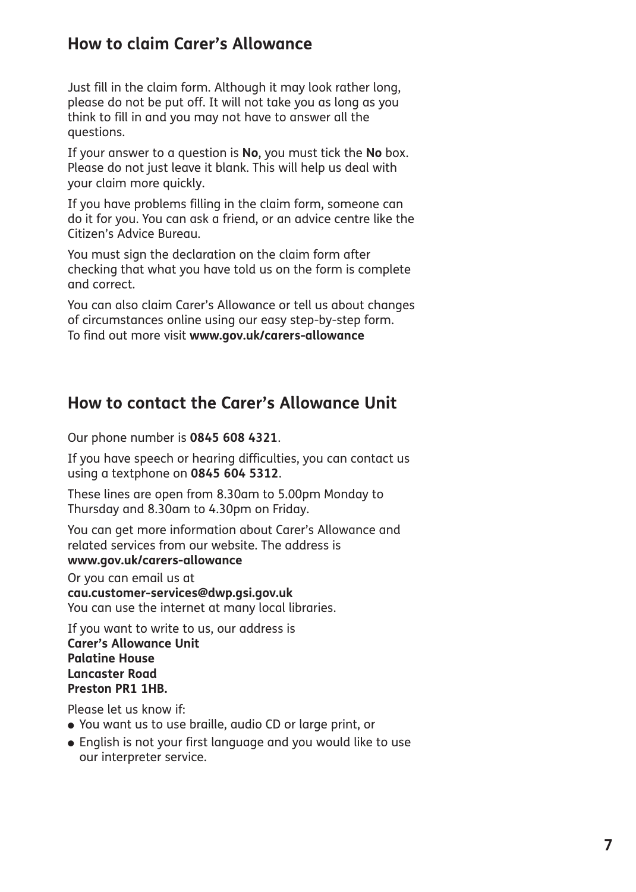## How to claim Carer's Allowance

Just fill in the claim form. Although it may look rather long, please do not be put off. It will not take you as long as you think to fill in and you may not have to answer all the questions.

If your answer to a question is **No**, you must tick the **No** box. Please do not just leave it blank. This will help us deal with your claim more quickly.

If you have problems filling in the claim form, someone can do it for you. You can ask a friend, or an advice centre like the Citizen's Advice Bureau.

You must sign the declaration on the claim form after checking that what you have told us on the form is complete and correct.

You can also claim Carer's Allowance or tell us about changes of circumstances online using our easy step-by-step form. To find out more visit **www.gov.uk/carers-allowance**

## How to contact the Carer's Allowance Unit

Our phone number is **0845 608 4321**.

If you have speech or hearing difficulties, you can contact us using a textphone on **0845 604 5312**.

These lines are open from 8.30am to 5.00pm Monday to Thursday and 8.30am to 4.30pm on Friday.

You can get more information about Carer's Allowance and related services from our website. The address is **www.gov.uk/carers-allowance**

Or you can email us at
**cau.customer-services@dwp.gsi.gov.uk**
You can use the internet at many local libraries.

If you want to write to us, our address is
**Carer's Allowance Unit**
**Palatine House**
**Lancaster Road**
**Preston PR1 1HB.**

Please let us know if:

- You want us to use braille, audio CD or large print, or
- English is not your first language and you would like to use our interpreter service.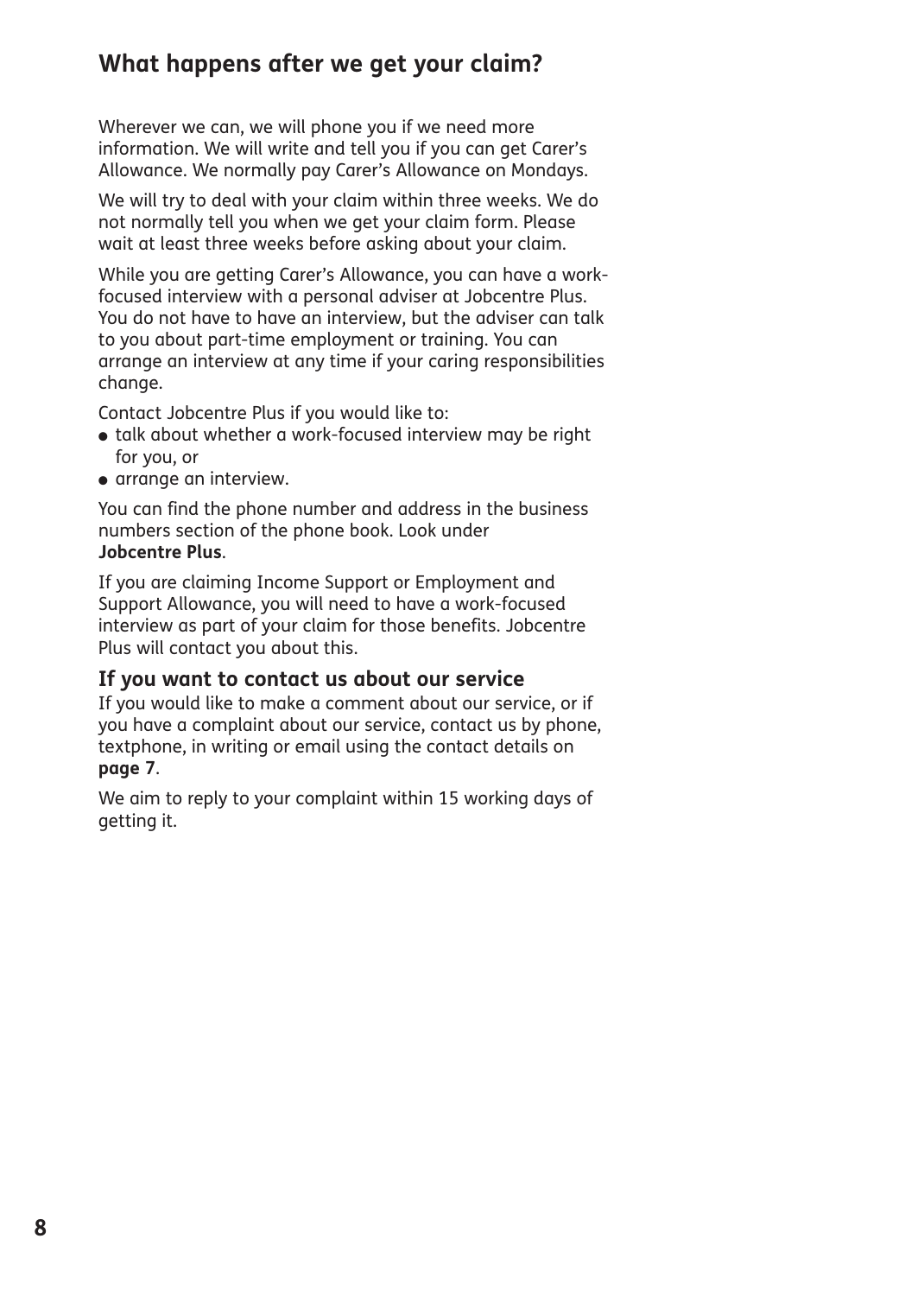## What happens after we get your claim?

Wherever we can, we will phone you if we need more information. We will write and tell you if you can get Carer's Allowance. We normally pay Carer's Allowance on Mondays.

We will try to deal with your claim within three weeks. We do not normally tell you when we get your claim form. Please wait at least three weeks before asking about your claim.

While you are getting Carer's Allowance, you can have a work-focused interview with a personal adviser at Jobcentre Plus. You do not have to have an interview, but the adviser can talk to you about part-time employment or training. You can arrange an interview at any time if your caring responsibilities change.

Contact Jobcentre Plus if you would like to:

- talk about whether a work-focused interview may be right for you, or
- arrange an interview.

You can find the phone number and address in the business numbers section of the phone book. Look under **Jobcentre Plus**.

If you are claiming Income Support or Employment and Support Allowance, you will need to have a work-focused interview as part of your claim for those benefits. Jobcentre Plus will contact you about this.

### If you want to contact us about our service

If you would like to make a comment about our service, or if you have a complaint about our service, contact us by phone, textphone, in writing or email using the contact details on **page 7**.

We aim to reply to your complaint within 15 working days of getting it.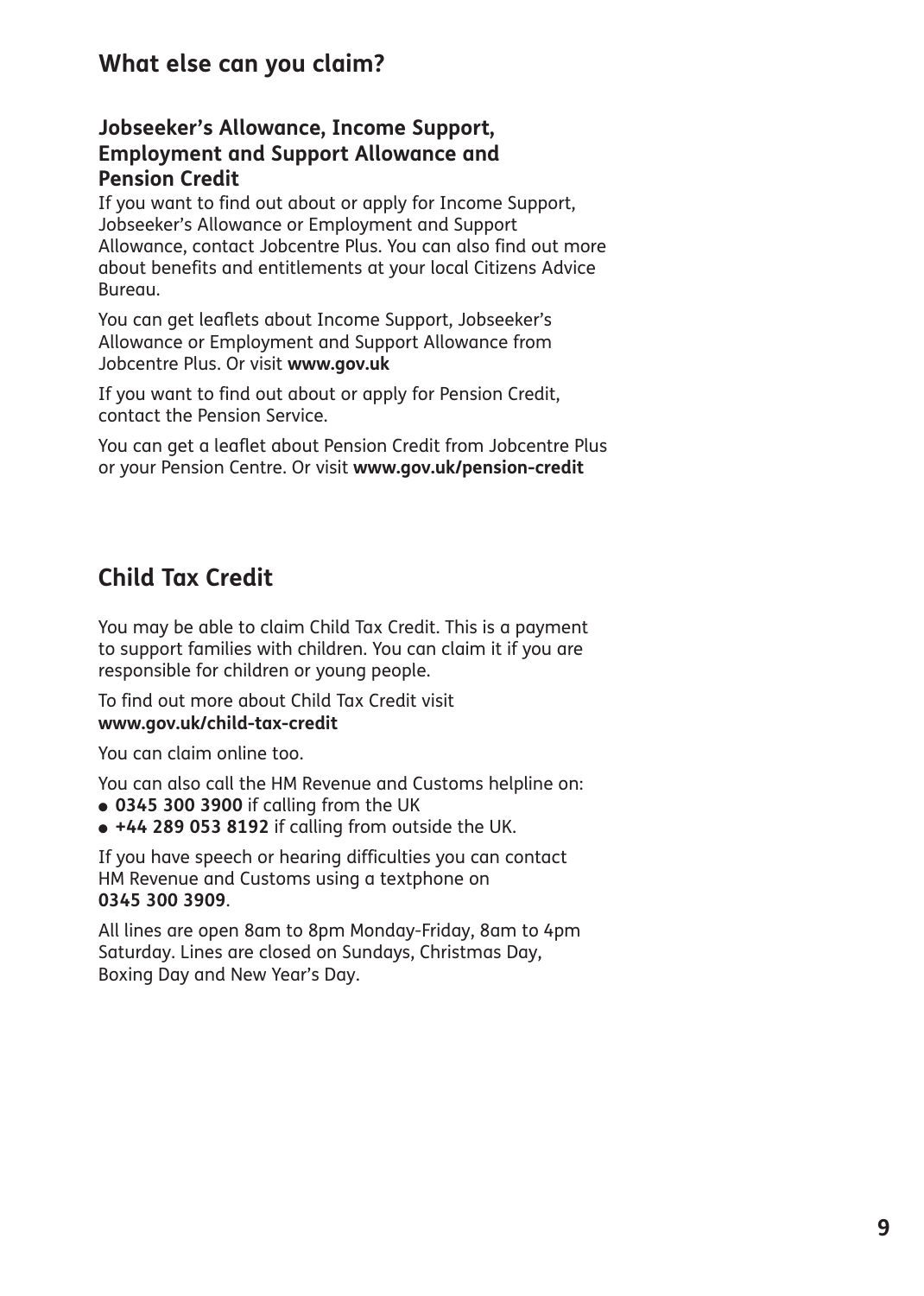## What else can you claim?

### Jobseeker's Allowance, Income Support, Employment and Support Allowance and Pension Credit

If you want to find out about or apply for Income Support, Jobseeker's Allowance or Employment and Support Allowance, contact Jobcentre Plus. You can also find out more about benefits and entitlements at your local Citizens Advice Bureau.

You can get leaflets about Income Support, Jobseeker's Allowance or Employment and Support Allowance from Jobcentre Plus. Or visit **www.gov.uk**

If you want to find out about or apply for Pension Credit, contact the Pension Service.

You can get a leaflet about Pension Credit from Jobcentre Plus or your Pension Centre. Or visit **www.gov.uk/pension-credit**

## Child Tax Credit

You may be able to claim Child Tax Credit. This is a payment to support families with children. You can claim it if you are responsible for children or young people.

To find out more about Child Tax Credit visit **www.gov.uk/child-tax-credit**

You can claim online too.

You can also call the HM Revenue and Customs helpline on:

- **0345 300 3900** if calling from the UK
- **+44 289 053 8192** if calling from outside the UK.

If you have speech or hearing difficulties you can contact HM Revenue and Customs using a textphone on **0345 300 3909**.

All lines are open 8am to 8pm Monday-Friday, 8am to 4pm Saturday. Lines are closed on Sundays, Christmas Day, Boxing Day and New Year's Day.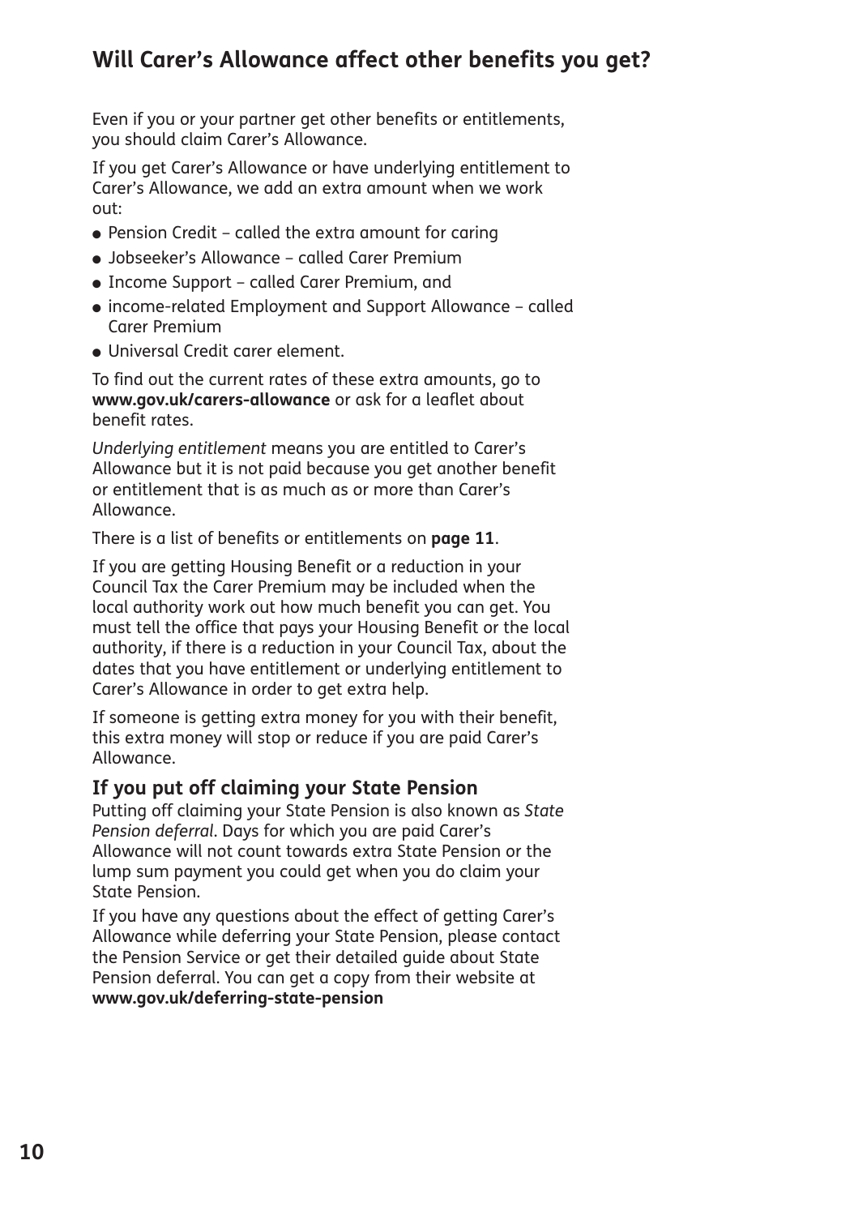## Will Carer's Allowance affect other benefits you get?

Even if you or your partner get other benefits or entitlements, you should claim Carer's Allowance.

If you get Carer's Allowance or have underlying entitlement to Carer's Allowance, we add an extra amount when we work out:

- Pension Credit – called the extra amount for caring
- Jobseeker's Allowance – called Carer Premium
- Income Support – called Carer Premium, and
- income-related Employment and Support Allowance – called Carer Premium
- Universal Credit carer element.

To find out the current rates of these extra amounts, go to **www.gov.uk/carers-allowance** or ask for a leaflet about benefit rates.

*Underlying entitlement* means you are entitled to Carer's Allowance but it is not paid because you get another benefit or entitlement that is as much as or more than Carer's Allowance.

There is a list of benefits or entitlements on **page 11**.

If you are getting Housing Benefit or a reduction in your Council Tax the Carer Premium may be included when the local authority work out how much benefit you can get. You must tell the office that pays your Housing Benefit or the local authority, if there is a reduction in your Council Tax, about the dates that you have entitlement or underlying entitlement to Carer's Allowance in order to get extra help.

If someone is getting extra money for you with their benefit, this extra money will stop or reduce if you are paid Carer's Allowance.

### If you put off claiming your State Pension

Putting off claiming your State Pension is also known as *State Pension deferral*. Days for which you are paid Carer's Allowance will not count towards extra State Pension or the lump sum payment you could get when you do claim your State Pension.

If you have any questions about the effect of getting Carer's Allowance while deferring your State Pension, please contact the Pension Service or get their detailed guide about State Pension deferral. You can get a copy from their website at **www.gov.uk/deferring-state-pension**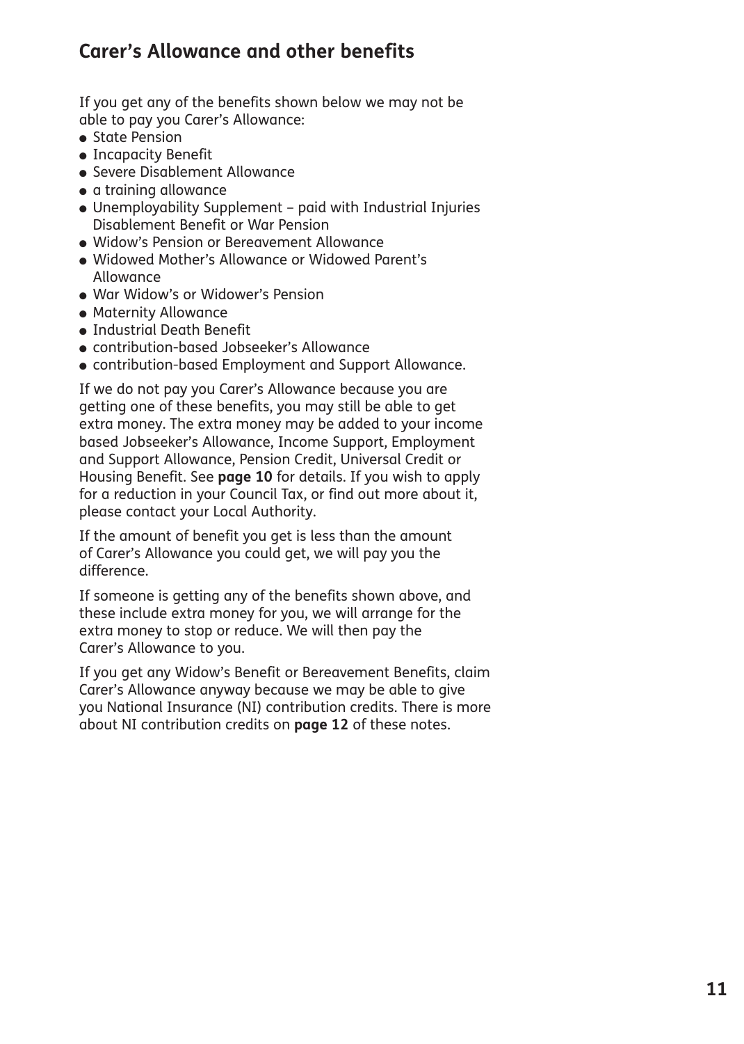## Carer’s Allowance and other benefits

If you get any of the benefits shown below we may not be able to pay you Carer’s Allowance:

- State Pension
- Incapacity Benefit
- Severe Disablement Allowance
- a training allowance
- Unemployability Supplement – paid with Industrial Injuries Disablement Benefit or War Pension
- Widow’s Pension or Bereavement Allowance
- Widowed Mother’s Allowance or Widowed Parent’s Allowance
- War Widow’s or Widower’s Pension
- Maternity Allowance
- Industrial Death Benefit
- contribution-based Jobseeker’s Allowance
- contribution-based Employment and Support Allowance.

If we do not pay you Carer’s Allowance because you are getting one of these benefits, you may still be able to get extra money. The extra money may be added to your income based Jobseeker’s Allowance, Income Support, Employment and Support Allowance, Pension Credit, Universal Credit or Housing Benefit. See **page 10** for details. If you wish to apply for a reduction in your Council Tax, or find out more about it, please contact your Local Authority.

If the amount of benefit you get is less than the amount of Carer’s Allowance you could get, we will pay you the difference.

If someone is getting any of the benefits shown above, and these include extra money for you, we will arrange for the extra money to stop or reduce. We will then pay the Carer’s Allowance to you.

If you get any Widow’s Benefit or Bereavement Benefits, claim Carer’s Allowance anyway because we may be able to give you National Insurance (NI) contribution credits. There is more about NI contribution credits on **page 12** of these notes.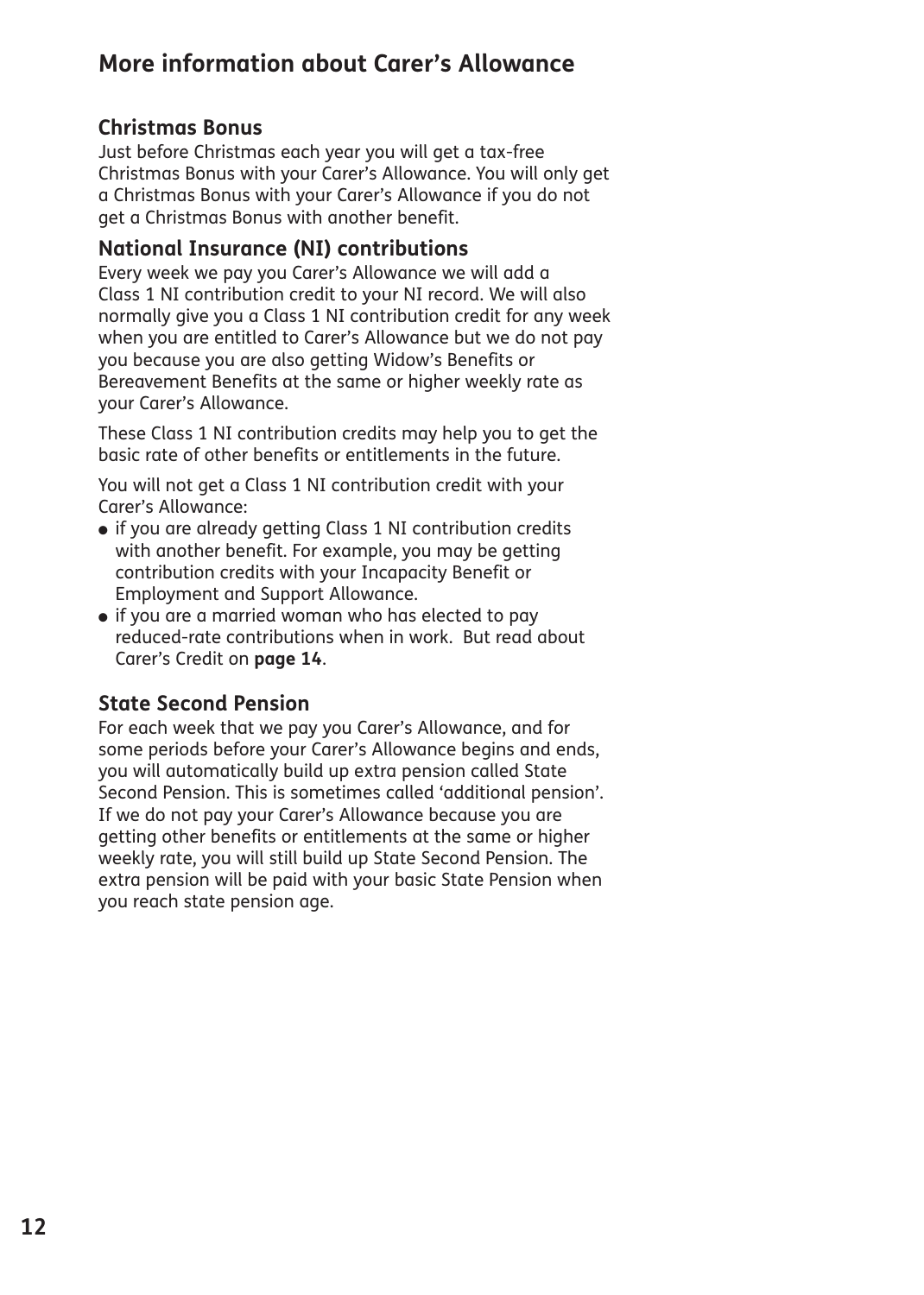## More information about Carer's Allowance

### Christmas Bonus

Just before Christmas each year you will get a tax-free Christmas Bonus with your Carer's Allowance. You will only get a Christmas Bonus with your Carer's Allowance if you do not get a Christmas Bonus with another benefit.

### National Insurance (NI) contributions

Every week we pay you Carer's Allowance we will add a Class 1 NI contribution credit to your NI record. We will also normally give you a Class 1 NI contribution credit for any week when you are entitled to Carer's Allowance but we do not pay you because you are also getting Widow's Benefits or Bereavement Benefits at the same or higher weekly rate as your Carer's Allowance.

These Class 1 NI contribution credits may help you to get the basic rate of other benefits or entitlements in the future.

You will not get a Class 1 NI contribution credit with your Carer's Allowance:

- if you are already getting Class 1 NI contribution credits with another benefit. For example, you may be getting contribution credits with your Incapacity Benefit or Employment and Support Allowance.
- if you are a married woman who has elected to pay reduced-rate contributions when in work. But read about Carer's Credit on **page 14**.

### State Second Pension

For each week that we pay you Carer's Allowance, and for some periods before your Carer's Allowance begins and ends, you will automatically build up extra pension called State Second Pension. This is sometimes called 'additional pension'. If we do not pay your Carer's Allowance because you are getting other benefits or entitlements at the same or higher weekly rate, you will still build up State Second Pension. The extra pension will be paid with your basic State Pension when you reach state pension age.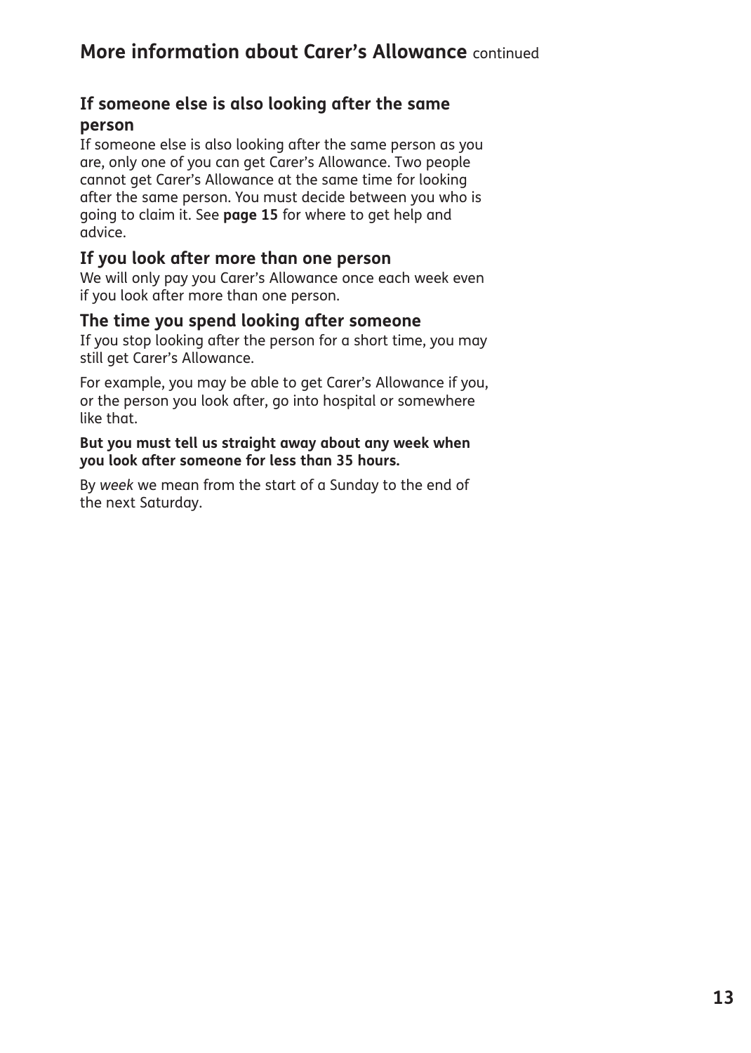## More information about Carer's Allowance continued

### If someone else is also looking after the same person

If someone else is also looking after the same person as you are, only one of you can get Carer's Allowance. Two people cannot get Carer's Allowance at the same time for looking after the same person. You must decide between you who is going to claim it. See **page 15** for where to get help and advice.

### If you look after more than one person

We will only pay you Carer's Allowance once each week even if you look after more than one person.

### The time you spend looking after someone

If you stop looking after the person for a short time, you may still get Carer's Allowance.

For example, you may be able to get Carer's Allowance if you, or the person you look after, go into hospital or somewhere like that.

**But you must tell us straight away about any week when you look after someone for less than 35 hours.**

By *week* we mean from the start of a Sunday to the end of the next Saturday.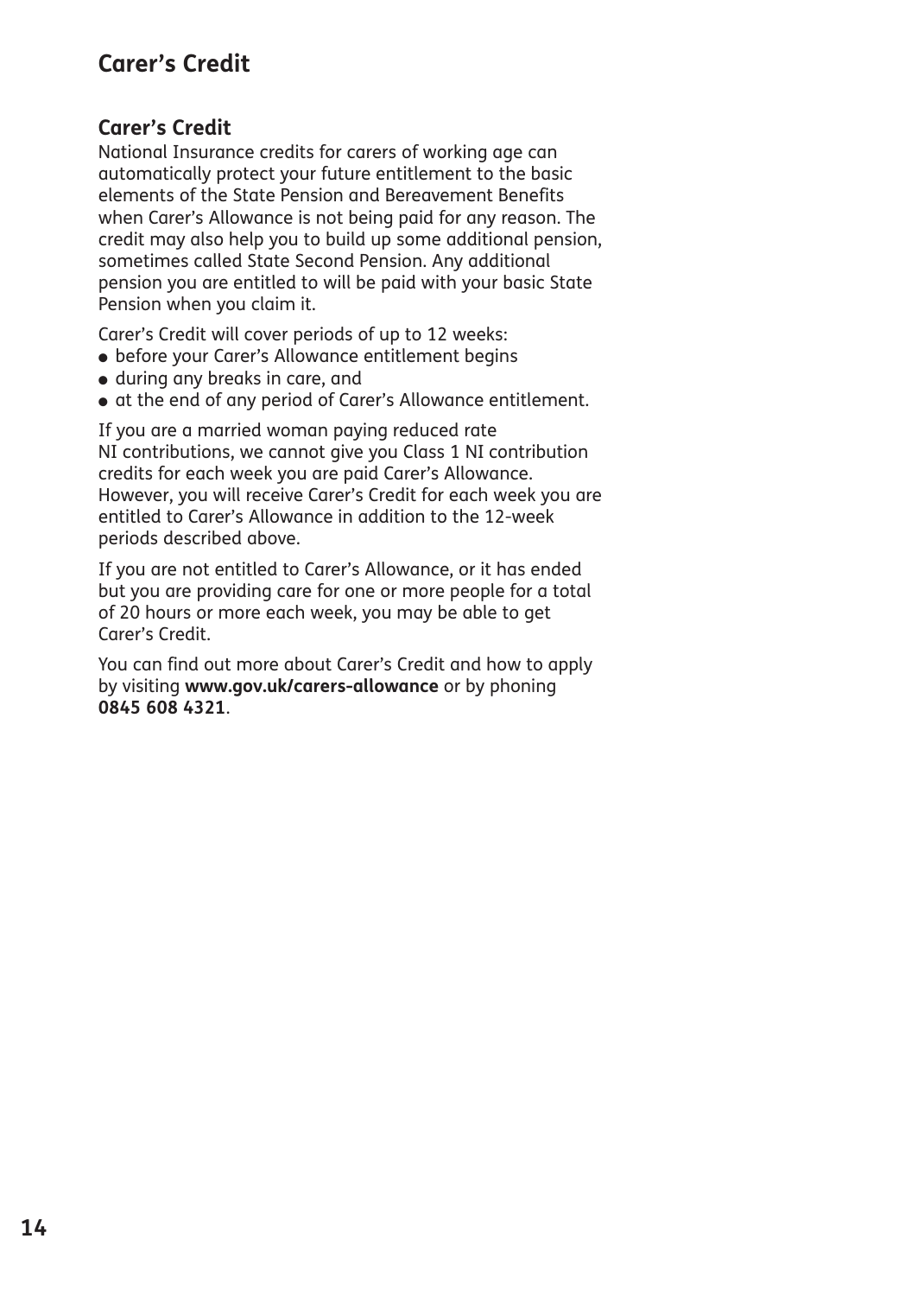# Carer's Credit

## Carer's Credit

National Insurance credits for carers of working age can automatically protect your future entitlement to the basic elements of the State Pension and Bereavement Benefits when Carer's Allowance is not being paid for any reason. The credit may also help you to build up some additional pension, sometimes called State Second Pension. Any additional pension you are entitled to will be paid with your basic State Pension when you claim it.

Carer's Credit will cover periods of up to 12 weeks:

- before your Carer's Allowance entitlement begins
- during any breaks in care, and
- at the end of any period of Carer's Allowance entitlement.

If you are a married woman paying reduced rate NI contributions, we cannot give you Class 1 NI contribution credits for each week you are paid Carer's Allowance. However, you will receive Carer's Credit for each week you are entitled to Carer's Allowance in addition to the 12-week periods described above.

If you are not entitled to Carer's Allowance, or it has ended but you are providing care for one or more people for a total of 20 hours or more each week, you may be able to get Carer's Credit.

You can find out more about Carer's Credit and how to apply by visiting **www.gov.uk/carers-allowance** or by phoning **0845 608 4321**.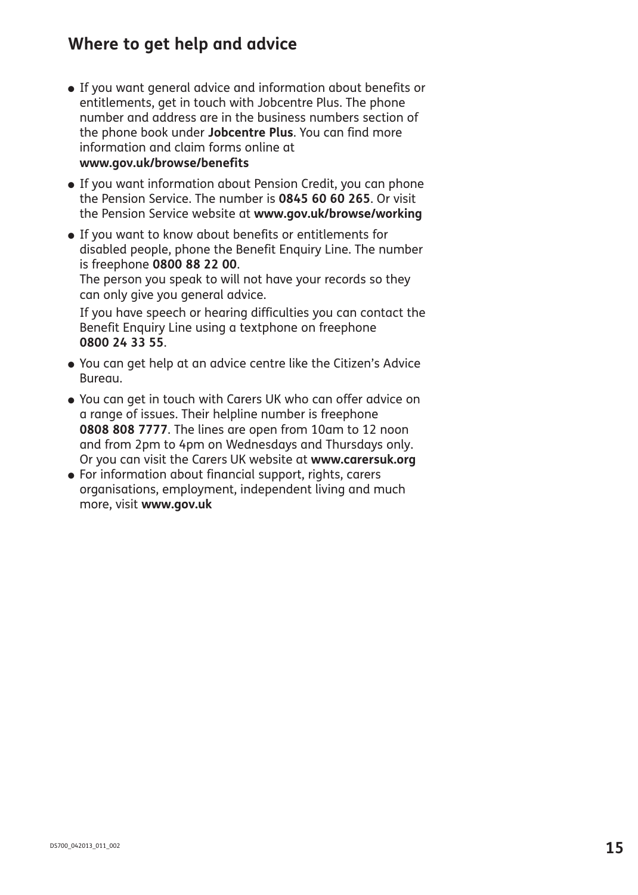## Where to get help and advice

- If you want general advice and information about benefits or entitlements, get in touch with Jobcentre Plus. The phone number and address are in the business numbers section of the phone book under **Jobcentre Plus**. You can find more information and claim forms online at **www.gov.uk/browse/benefits**
- If you want information about Pension Credit, you can phone the Pension Service. The number is **0845 60 60 265**. Or visit the Pension Service website at **www.gov.uk/browse/working**
- If you want to know about benefits or entitlements for disabled people, phone the Benefit Enquiry Line. The number is freephone **0800 88 22 00**.
  The person you speak to will not have your records so they can only give you general advice.

  If you have speech or hearing difficulties you can contact the Benefit Enquiry Line using a textphone on freephone **0800 24 33 55**.
- You can get help at an advice centre like the Citizen's Advice Bureau.
- You can get in touch with Carers UK who can offer advice on a range of issues. Their helpline number is freephone **0808 808 7777**. The lines are open from 10am to 12 noon and from 2pm to 4pm on Wednesdays and Thursdays only. Or you can visit the Carers UK website at **www.carersuk.org**
- For information about financial support, rights, carers organisations, employment, independent living and much more, visit **www.gov.uk**

DS700_042013_011_002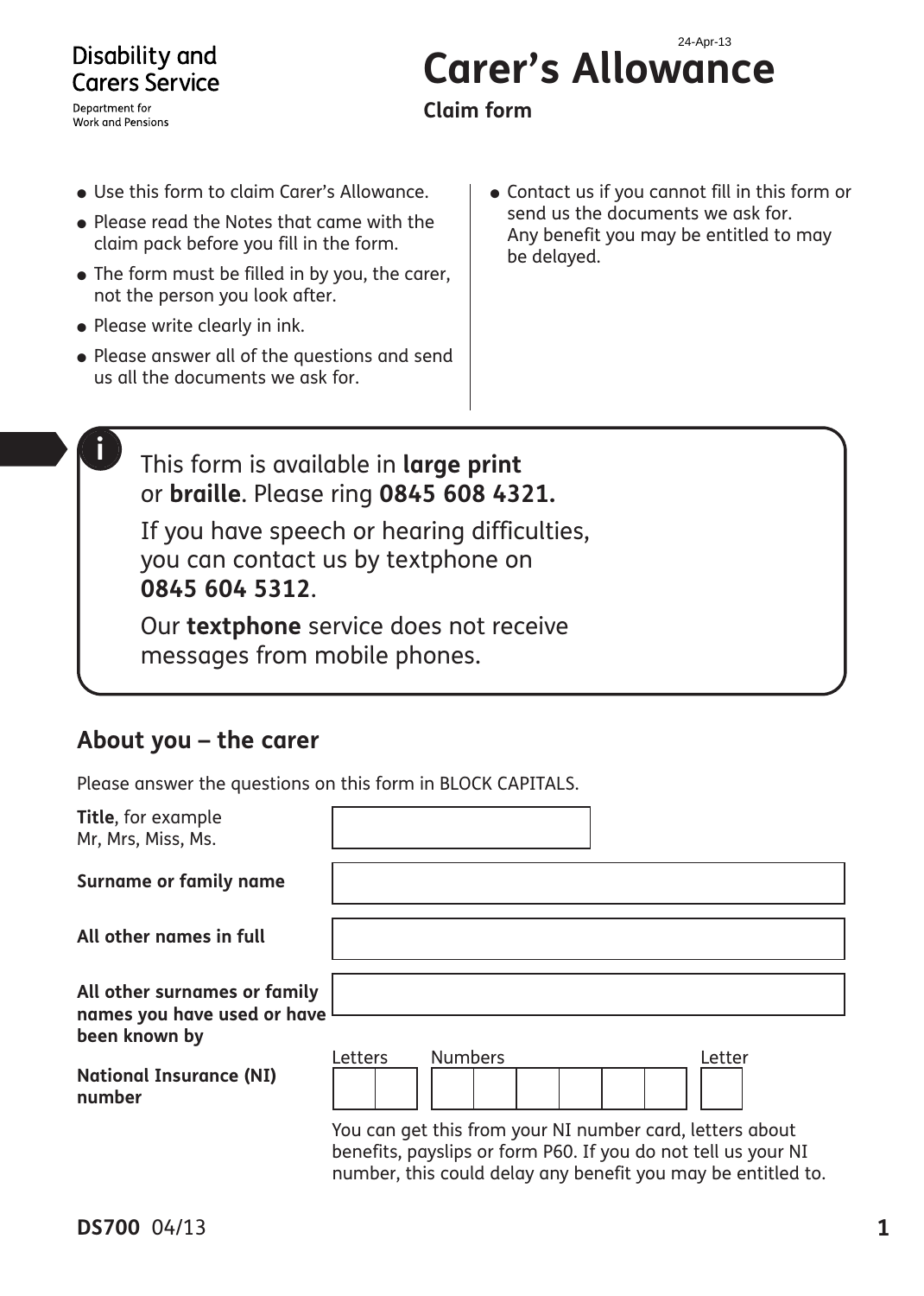Disability and Carers Service

Department for Work and Pensions

24-Apr-13

# Carer's Allowance

**Claim form**

- Use this form to claim Carer's Allowance.
- Please read the Notes that came with the claim pack before you fill in the form.
- The form must be filled in by you, the carer, not the person you look after.
- Please write clearly in ink.
- Please answer all of the questions and send us all the documents we ask for.
- Contact us if you cannot fill in this form or send us the documents we ask for. Any benefit you may be entitled to may be delayed.

This form is available in **large print** or **braille**. Please ring **0845 608 4321.**

If you have speech or hearing difficulties, you can contact us by textphone on **0845 604 5312**.

Our **textphone** service does not receive messages from mobile phones.

## About you – the carer

Please answer the questions on this form in BLOCK CAPITALS.

**Title**, for example Mr, Mrs, Miss, Ms.

**Surname or family name**

**All other names in full**

**All other surnames or family names you have used or have been known by**

**National Insurance (NI) number**

Letters | Numbers | Letter

You can get this from your NI number card, letters about benefits, payslips or form P60. If you do not tell us your NI number, this could delay any benefit you may be entitled to.

**DS700** 04/13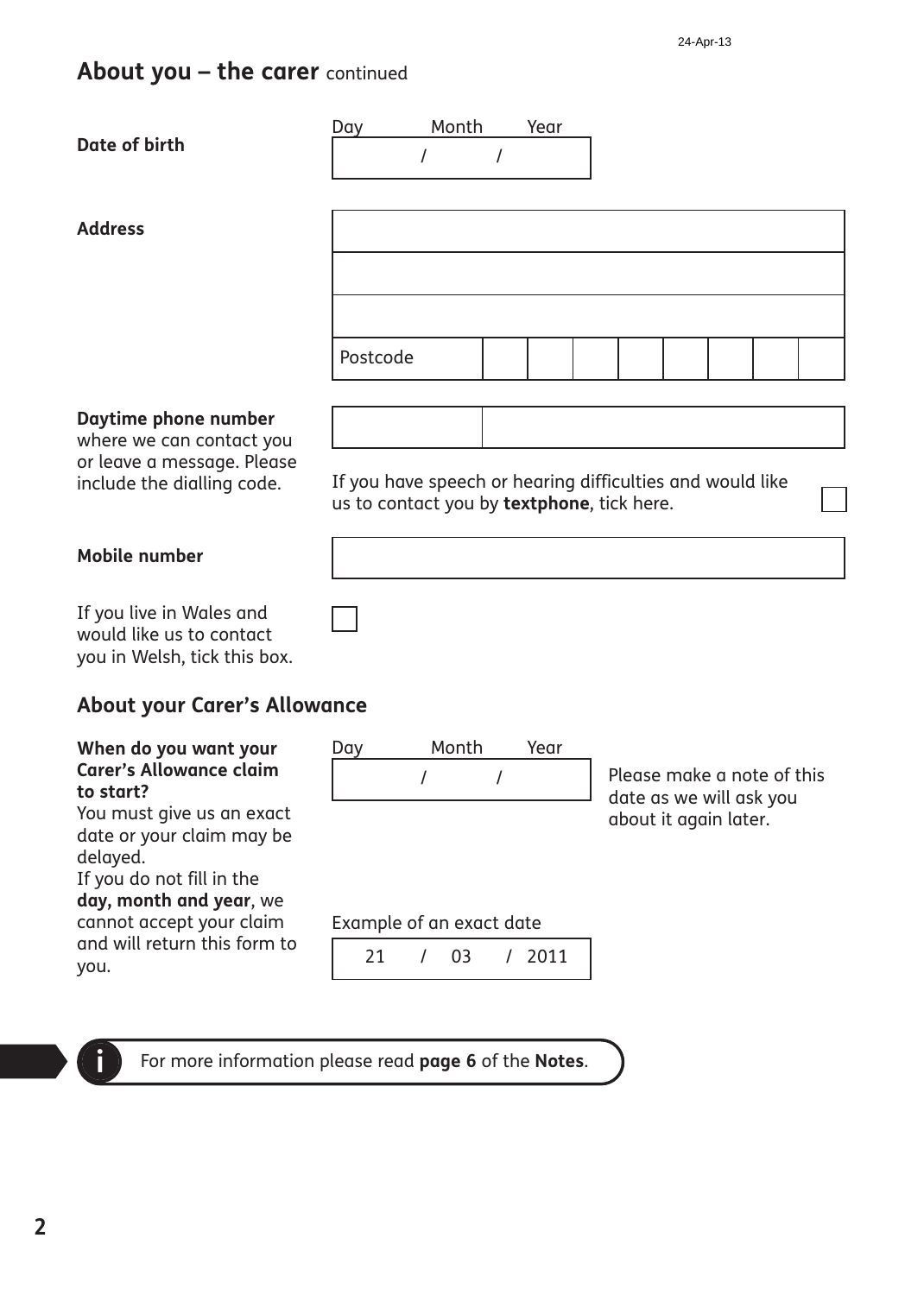## About you – the carer continued

**Date of birth**

Day / Month / Year

**Address**

Postcode

**Daytime phone number** where we can contact you or leave a message. Please include the dialling code.

If you have speech or hearing difficulties and would like us to contact you by **textphone**, tick here.

**Mobile number**

If you live in Wales and would like us to contact you in Welsh, tick this box.

## About your Carer's Allowance

**When do you want your Carer's Allowance claim to start?**
You must give us an exact date or your claim may be delayed.
If you do not fill in the **day, month and year**, we cannot accept your claim and will return this form to you.

Day / Month / Year

Please make a note of this date as we will ask you about it again later.

Example of an exact date

21 / 03 / 2011

For more information please read **page 6** of the **Notes**.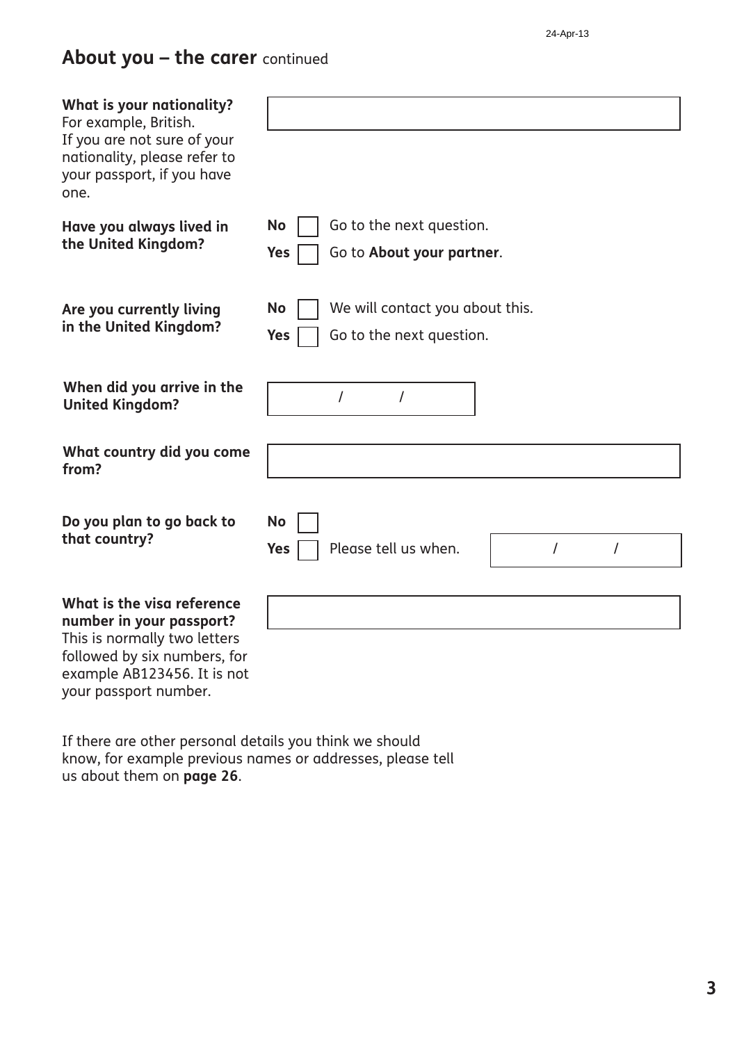## About you – the carer continued

**What is your nationality?**
For example, British.
If you are not sure of your nationality, please refer to your passport, if you have one.

**Have you always lived in the United Kingdom?**

- **No** ☐ Go to the next question.
- **Yes** ☐ Go to **About your partner**.

**Are you currently living in the United Kingdom?**

- **No** ☐ We will contact you about this.
- **Yes** ☐ Go to the next question.

**When did you arrive in the United Kingdom?**

/ /

**What country did you come from?**

**Do you plan to go back to that country?**

- **No** ☐
- **Yes** ☐ Please tell us when. / /

**What is the visa reference number in your passport?**
This is normally two letters followed by six numbers, for example AB123456. It is not your passport number.

If there are other personal details you think we should know, for example previous names or addresses, please tell us about them on **page 26**.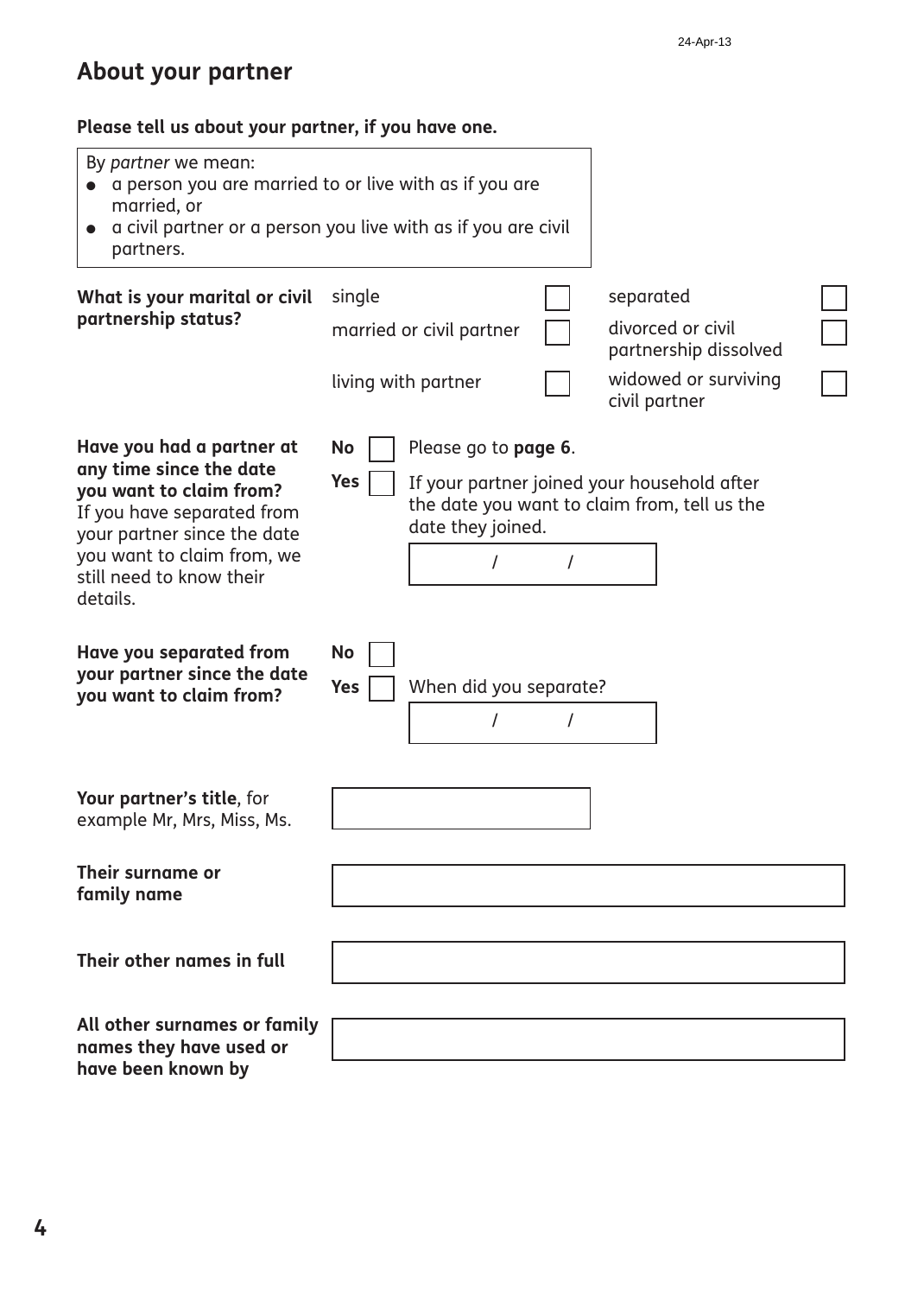## About your partner

**Please tell us about your partner, if you have one.**

By *partner* we mean:

- a person you are married to or live with as if you are married, or
- a civil partner or a person you live with as if you are civil partners.

**What is your marital or civil partnership status?**

- single ☐
- married or civil partner ☐
- living with partner ☐
- separated ☐
- divorced or civil partnership dissolved ☐
- widowed or surviving civil partner ☐

**Have you had a partner at any time since the date you want to claim from?**
If you have separated from your partner since the date you want to claim from, we still need to know their details.

**No** ☐ Please go to **page 6**.

**Yes** ☐ If your partner joined your household after the date you want to claim from, tell us the date they joined.

/ /

**Have you separated from your partner since the date you want to claim from?**

**No** ☐

**Yes** ☐ When did you separate?

/ /

**Your partner's title**, for example Mr, Mrs, Miss, Ms.

**Their surname or family name**

**Their other names in full**

**All other surnames or family names they have used or have been known by**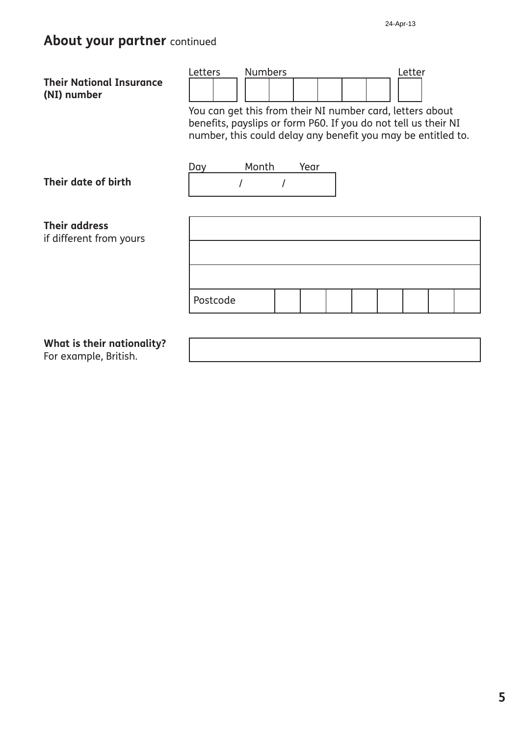## About your partner continued

**Their National Insurance (NI) number**

Letters | Numbers | Letter

You can get this from their NI number card, letters about benefits, payslips or form P60. If you do not tell us their NI number, this could delay any benefit you may be entitled to.

**Their date of birth**

Day / Month / Year

**Their address**
if different from yours

Postcode

**What is their nationality?**
For example, British.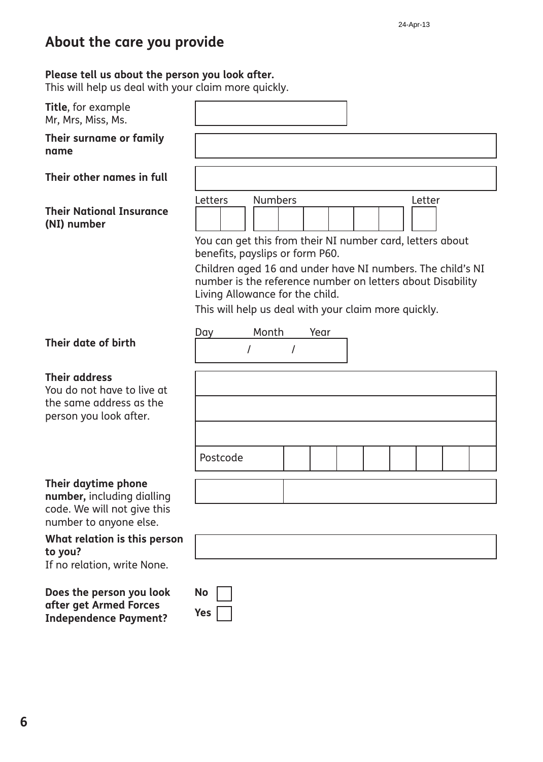## About the care you provide

**Please tell us about the person you look after.**
This will help us deal with your claim more quickly.

**Title**, for example Mr, Mrs, Miss, Ms.

**Their surname or family name**

**Their other names in full**

**Their National Insurance (NI) number**

Letters | Numbers | Letter

You can get this from their NI number card, letters about benefits, payslips or form P60.

Children aged 16 and under have NI numbers. The child's NI number is the reference number on letters about Disability Living Allowance for the child.

This will help us deal with your claim more quickly.

**Their date of birth**

Day / Month / Year

**Their address**
You do not have to live at the same address as the person you look after.

Postcode

**Their daytime phone number,** including dialling code. We will not give this number to anyone else.

**What relation is this person to you?**
If no relation, write None.

**Does the person you look after get Armed Forces Independence Payment?**

**No** ☐

**Yes** ☐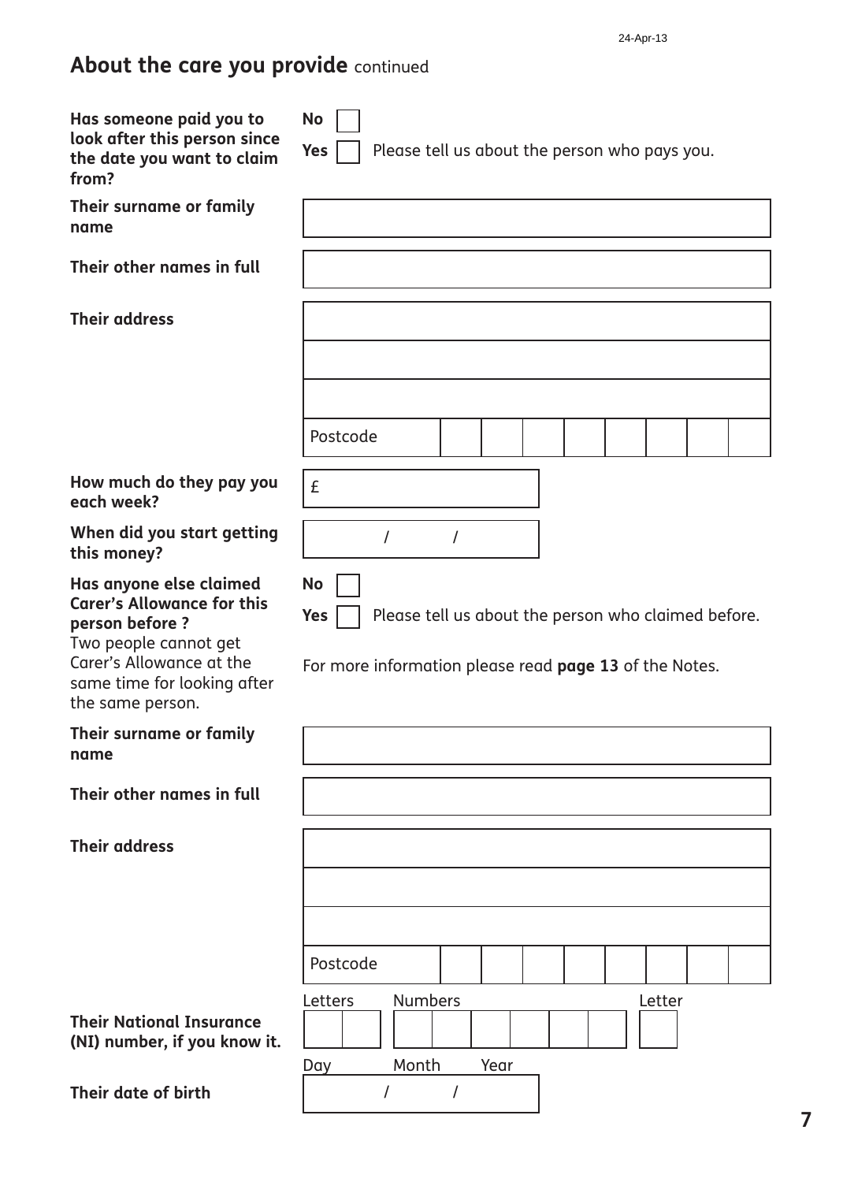## About the care you provide continued

**Has someone paid you to look after this person since the date you want to claim from?**

**No** ☐

**Yes** ☐ Please tell us about the person who pays you.

**Their surname or family name**

**Their other names in full**

**Their address**

Postcode

**How much do they pay you each week?**

£

**When did you start getting this money?**

/ /

**Has anyone else claimed Carer's Allowance for this person before ?**
Two people cannot get Carer's Allowance at the same time for looking after the same person.

**No** ☐

**Yes** ☐ Please tell us about the person who claimed before.

For more information please read **page 13** of the Notes.

**Their surname or family name**

**Their other names in full**

**Their address**

Postcode

**Their National Insurance (NI) number, if you know it.**

Letters Numbers Letter

**Their date of birth**

Day / Month / Year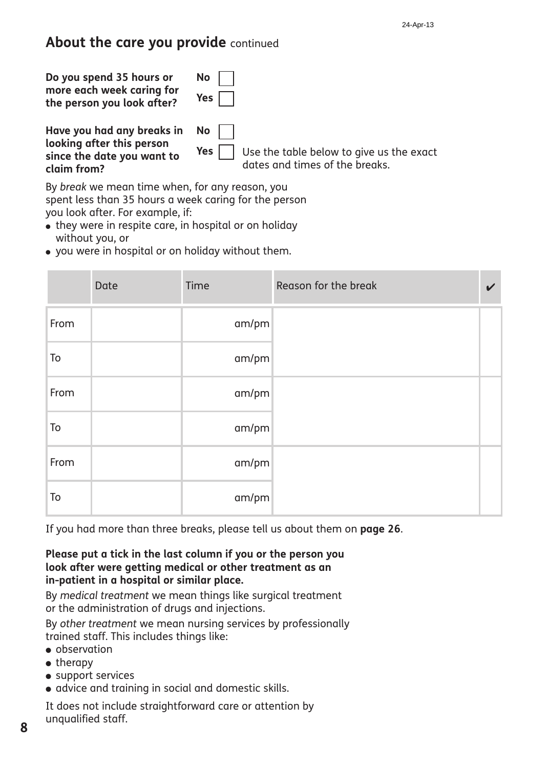## About the care you provide continued

**Do you spend 35 hours or more each week caring for the person you look after?**

No ☐
Yes ☐

**Have you had any breaks in looking after this person since the date you want to claim from?**

No ☐
Yes ☐ Use the table below to give us the exact dates and times of the breaks.

By *break* we mean time when, for any reason, you spent less than 35 hours a week caring for the person you look after. For example, if:

- they were in respite care, in hospital or on holiday without you, or
- you were in hospital or on holiday without them.

| | Date | Time | Reason for the break | ✔ |
|---|---|---|---|---|
| From | | am/pm | | |
| To | | am/pm | | |
| From | | am/pm | | |
| To | | am/pm | | |
| From | | am/pm | | |
| To | | am/pm | | |

If you had more than three breaks, please tell us about them on **page 26**.

**Please put a tick in the last column if you or the person you look after were getting medical or other treatment as an in-patient in a hospital or similar place.**

By *medical treatment* we mean things like surgical treatment or the administration of drugs and injections.

By *other treatment* we mean nursing services by professionally trained staff. This includes things like:

- observation
- therapy
- support services
- advice and training in social and domestic skills.

It does not include straightforward care or attention by unqualified staff.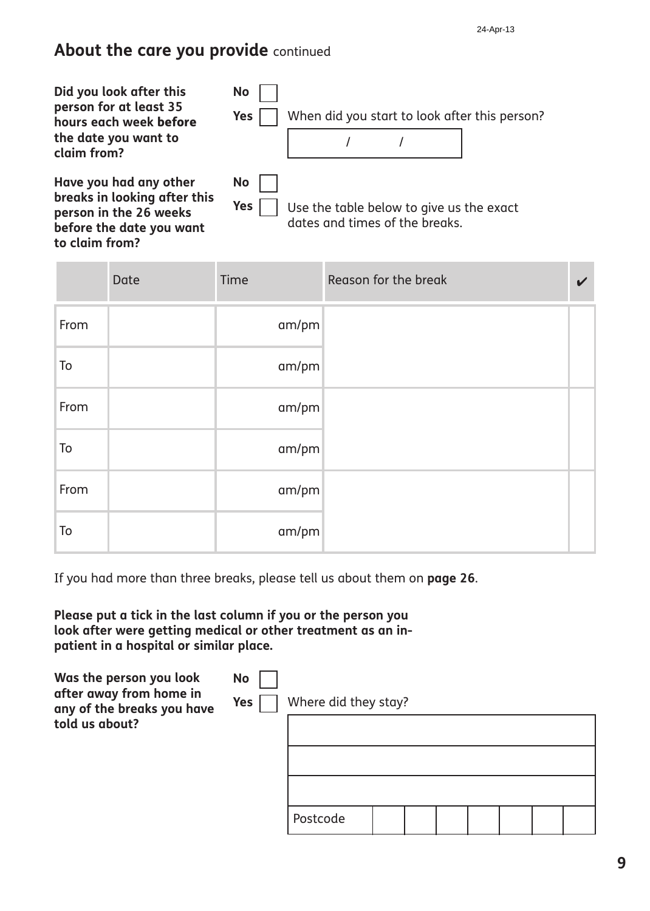## About the care you provide continued

**Did you look after this person for at least 35 hours each week before the date you want to claim from?**

No ☐

Yes ☐ When did you start to look after this person?

/ /

**Have you had any other breaks in looking after this person in the 26 weeks before the date you want to claim from?**

No ☐

Yes ☐ Use the table below to give us the exact dates and times of the breaks.

| | Date | Time | Reason for the break | ✔ |
|---|---|---|---|---|
| From | | am/pm | | |
| To | | am/pm | | |
| From | | am/pm | | |
| To | | am/pm | | |
| From | | am/pm | | |
| To | | am/pm | | |

If you had more than three breaks, please tell us about them on **page 26**.

**Please put a tick in the last column if you or the person you look after were getting medical or other treatment as an in-patient in a hospital or similar place.**

**Was the person you look after away from home in any of the breaks you have told us about?**

No ☐

Yes ☐ Where did they stay?

Postcode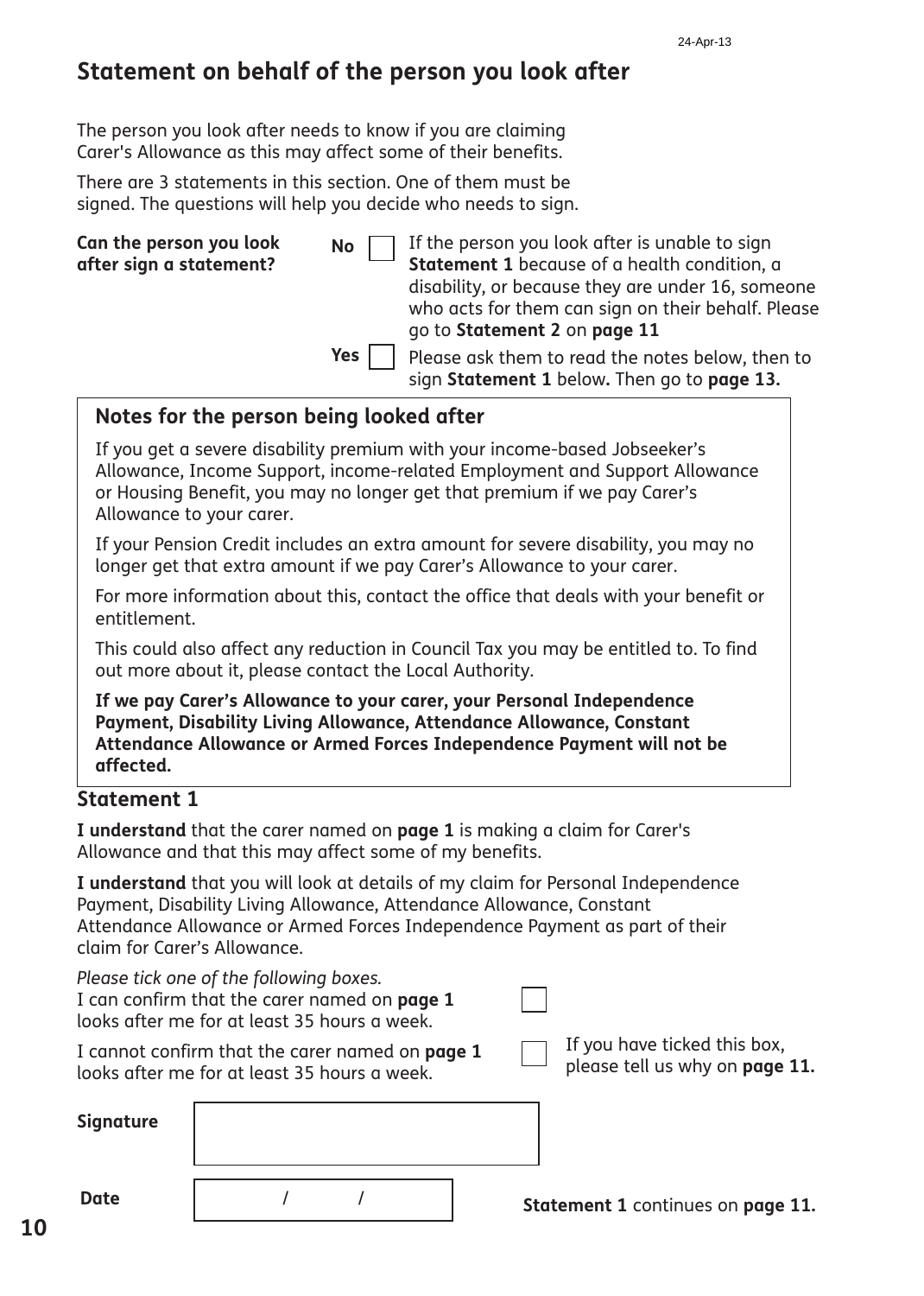# Statement on behalf of the person you look after

The person you look after needs to know if you are claiming Carer's Allowance as this may affect some of their benefits.

There are 3 statements in this section. One of them must be signed. The questions will help you decide who needs to sign.

**Can the person you look after sign a statement?**

**No** ☐ If the person you look after is unable to sign **Statement 1** because of a health condition, a disability, or because they are under 16, someone who acts for them can sign on their behalf. Please go to **Statement 2** on **page 11**

**Yes** ☐ Please ask them to read the notes below, then to sign **Statement 1** below**.** Then go to **page 13.**

## Notes for the person being looked after

If you get a severe disability premium with your income-based Jobseeker's Allowance, Income Support, income-related Employment and Support Allowance or Housing Benefit, you may no longer get that premium if we pay Carer's Allowance to your carer.

If your Pension Credit includes an extra amount for severe disability, you may no longer get that extra amount if we pay Carer's Allowance to your carer.

For more information about this, contact the office that deals with your benefit or entitlement.

This could also affect any reduction in Council Tax you may be entitled to. To find out more about it, please contact the Local Authority.

**If we pay Carer's Allowance to your carer, your Personal Independence Payment, Disability Living Allowance, Attendance Allowance, Constant Attendance Allowance or Armed Forces Independence Payment will not be affected.**

## Statement 1

**I understand** that the carer named on **page 1** is making a claim for Carer's Allowance and that this may affect some of my benefits.

**I understand** that you will look at details of my claim for Personal Independence Payment, Disability Living Allowance, Attendance Allowance, Constant Attendance Allowance or Armed Forces Independence Payment as part of their claim for Carer's Allowance.

*Please tick one of the following boxes.*

I can confirm that the carer named on **page 1** looks after me for at least 35 hours a week. ☐

I cannot confirm that the carer named on **page 1** looks after me for at least 35 hours a week. ☐ If you have ticked this box, please tell us why on **page 11.**

**Signature** ______________________

**Date** &nbsp;&nbsp;&nbsp; / &nbsp;&nbsp;&nbsp; /

**Statement 1** continues on **page 11.**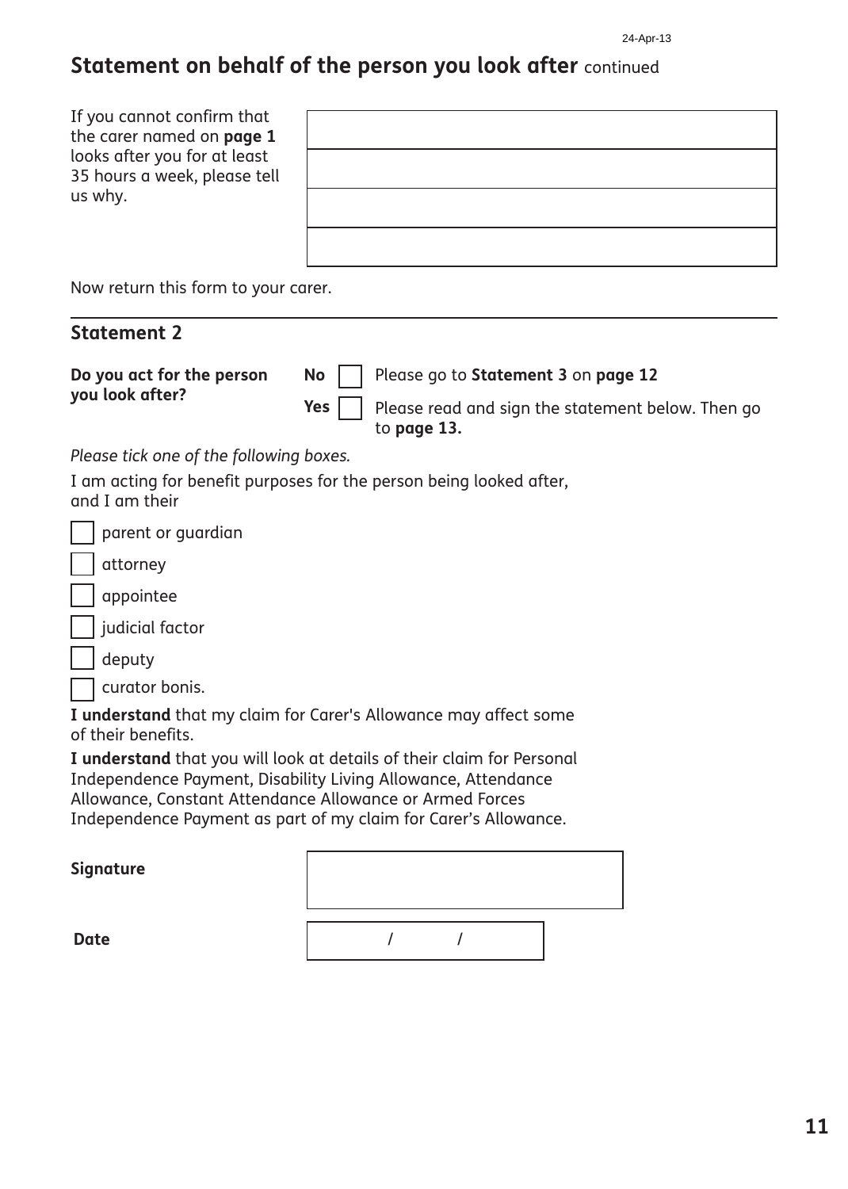## Statement on behalf of the person you look after continued

If you cannot confirm that the carer named on **page 1** looks after you for at least 35 hours a week, please tell us why.

| |
|---|
| |
| |
| |
| |

Now return this form to your carer.

---

### Statement 2

**Do you act for the person you look after?**

- **No** ☐ Please go to **Statement 3** on **page 12**
- **Yes** ☐ Please read and sign the statement below. Then go to **page 13.**

*Please tick one of the following boxes.*

I am acting for benefit purposes for the person being looked after, and I am their

- ☐ parent or guardian
- ☐ attorney
- ☐ appointee
- ☐ judicial factor
- ☐ deputy
- ☐ curator bonis.

**I understand** that my claim for Carer's Allowance may affect some of their benefits.

**I understand** that you will look at details of their claim for Personal Independence Payment, Disability Living Allowance, Attendance Allowance, Constant Attendance Allowance or Armed Forces Independence Payment as part of my claim for Carer's Allowance.

**Signature** ____________________

**Date** / /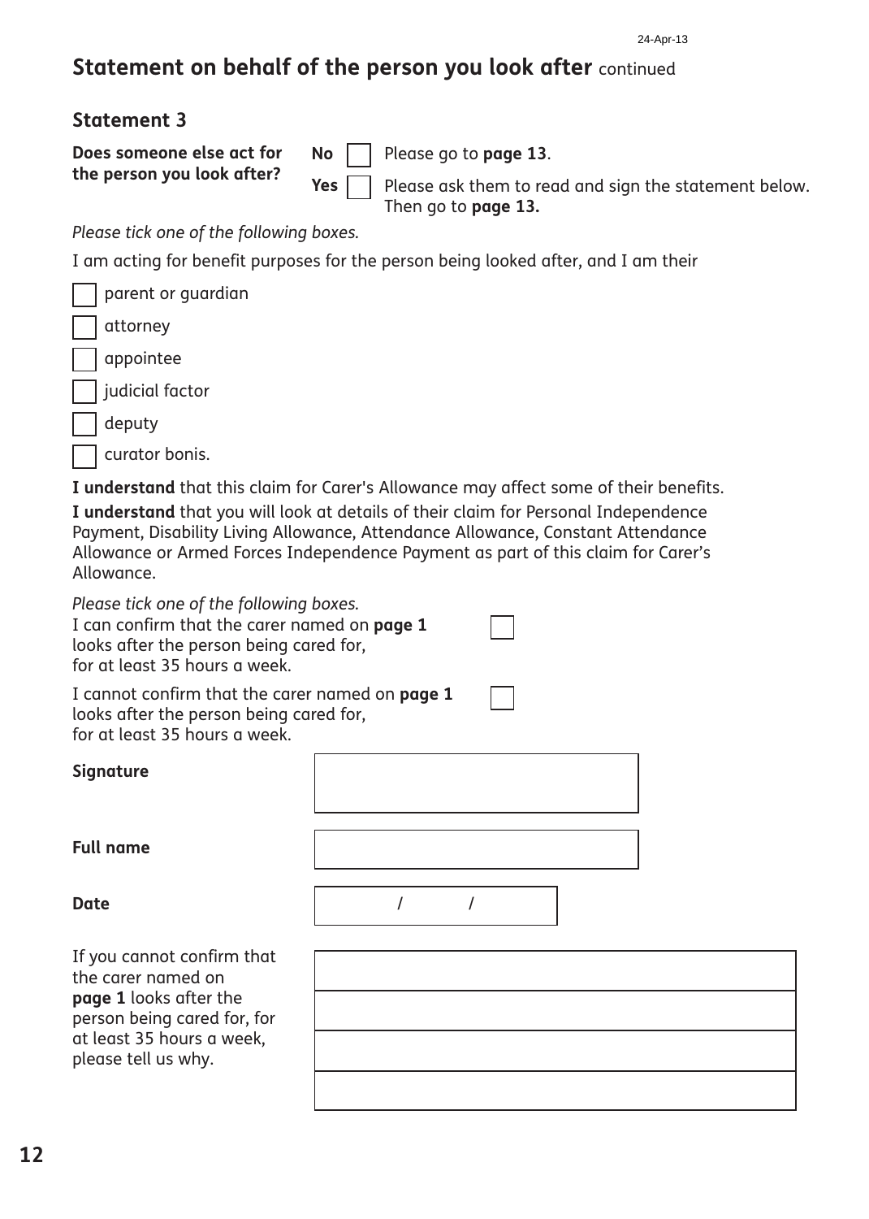## Statement on behalf of the person you look after continued

### Statement 3

**Does someone else act for the person you look after?**

**No** ☐ Please go to **page 13**.

**Yes** ☐ Please ask them to read and sign the statement below. Then go to **page 13.**

*Please tick one of the following boxes.*

I am acting for benefit purposes for the person being looked after, and I am their

- ☐ parent or guardian
- ☐ attorney
- ☐ appointee
- ☐ judicial factor
- ☐ deputy
- ☐ curator bonis.

**I understand** that this claim for Carer's Allowance may affect some of their benefits.

**I understand** that you will look at details of their claim for Personal Independence Payment, Disability Living Allowance, Attendance Allowance, Constant Attendance Allowance or Armed Forces Independence Payment as part of this claim for Carer's Allowance.

*Please tick one of the following boxes.*

I can confirm that the carer named on **page 1** looks after the person being cared for, for at least 35 hours a week. ☐

I cannot confirm that the carer named on **page 1** looks after the person being cared for, for at least 35 hours a week. ☐

**Signature**

**Full name**

**Date** / /

If you cannot confirm that the carer named on **page 1** looks after the person being cared for, for at least 35 hours a week, please tell us why.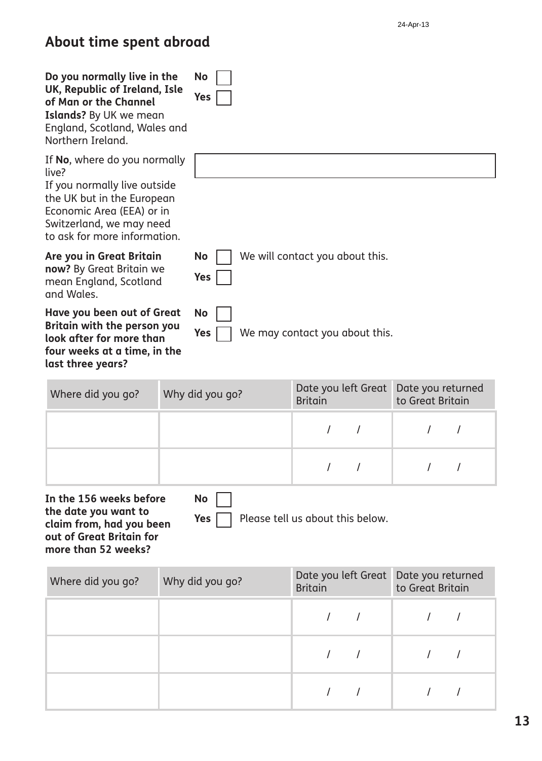## About time spent abroad

**Do you normally live in the UK, Republic of Ireland, Isle of Man or the Channel Islands?** By UK we mean England, Scotland, Wales and Northern Ireland.

No ☐
Yes ☐

If **No**, where do you normally live?
If you normally live outside the UK but in the European Economic Area (EEA) or in Switzerland, we may need to ask for more information.

[ ]

**Are you in Great Britain now?** By Great Britain we mean England, Scotland and Wales.

No ☐ We will contact you about this.
Yes ☐

**Have you been out of Great Britain with the person you look after for more than four weeks at a time, in the last three years?**

No ☐
Yes ☐ We may contact you about this.

| Where did you go? | Why did you go? | Date you left Great Britain | Date you returned to Great Britain |
|---|---|---|---|
| | | / / | / / |
| | | / / | / / |

**In the 156 weeks before the date you want to claim from, had you been out of Great Britain for more than 52 weeks?**

No ☐
Yes ☐ Please tell us about this below.

| Where did you go? | Why did you go? | Date you left Great Britain | Date you returned to Great Britain |
|---|---|---|---|
| | | / / | / / |
| | | / / | / / |
| | | / / | / / |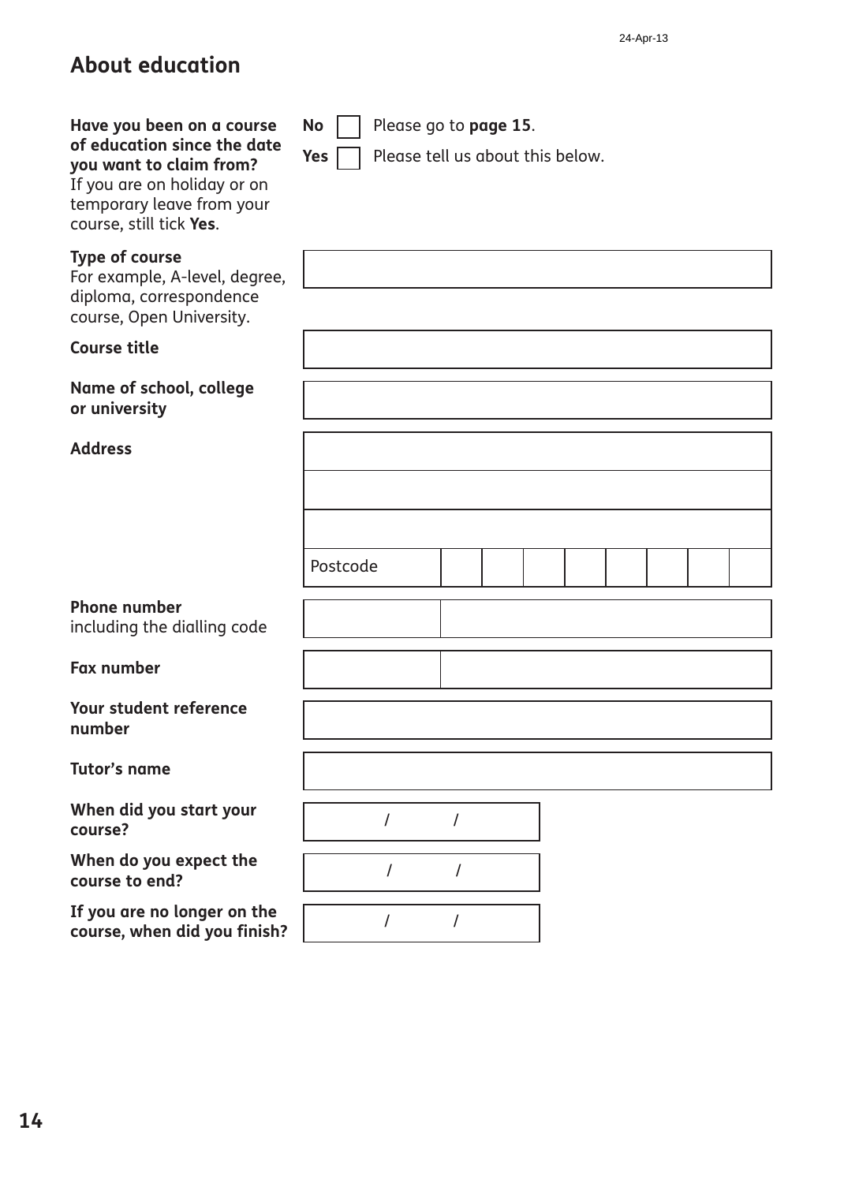## About education

**Have you been on a course of education since the date you want to claim from?**
If you are on holiday or on temporary leave from your course, still tick **Yes**.

- **No** ☐ Please go to **page 15**.
- **Yes** ☐ Please tell us about this below.

| | |
|---|---|
| **Type of course** For example, A-level, degree, diploma, correspondence course, Open University. | |
| **Course title** | |
| **Name of school, college or university** | |
| **Address** | |
| | |
| | |
| | Postcode |
| **Phone number** including the dialling code | |
| **Fax number** | |
| **Your student reference number** | |
| **Tutor's name** | |
| **When did you start your course?** | / / |
| **When do you expect the course to end?** | / / |
| **If you are no longer on the course, when did you finish?** | / / |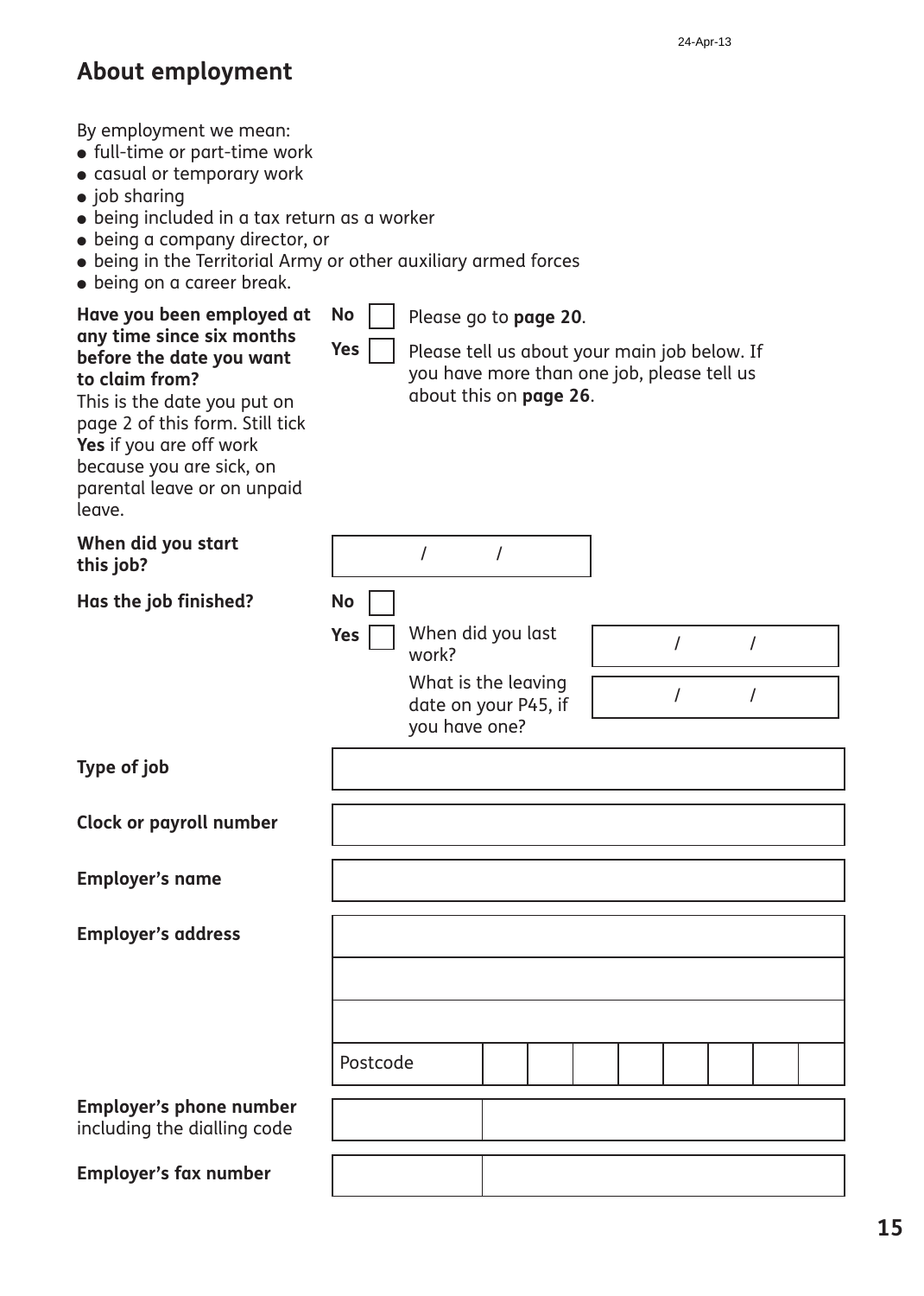# About employment

By employment we mean:

- full-time or part-time work
- casual or temporary work
- job sharing
- being included in a tax return as a worker
- being a company director, or
- being in the Territorial Army or other auxiliary armed forces
- being on a career break.

**Have you been employed at any time since six months before the date you want to claim from?**
This is the date you put on page 2 of this form. Still tick **Yes** if you are off work because you are sick, on parental leave or on unpaid leave.

**No** ☐ Please go to **page 20**.

**Yes** ☐ Please tell us about your main job below. If you have more than one job, please tell us about this on **page 26**.

**When did you start this job?** &nbsp;&nbsp; / &nbsp;&nbsp; /

**Has the job finished?**

**No** ☐

**Yes** ☐ When did you last work? &nbsp;&nbsp; / &nbsp;&nbsp; /

What is the leaving date on your P45, if you have one? &nbsp;&nbsp; / &nbsp;&nbsp; /

**Type of job**

**Clock or payroll number**

**Employer's name**

**Employer's address**

Postcode

**Employer's phone number** including the dialling code

**Employer's fax number**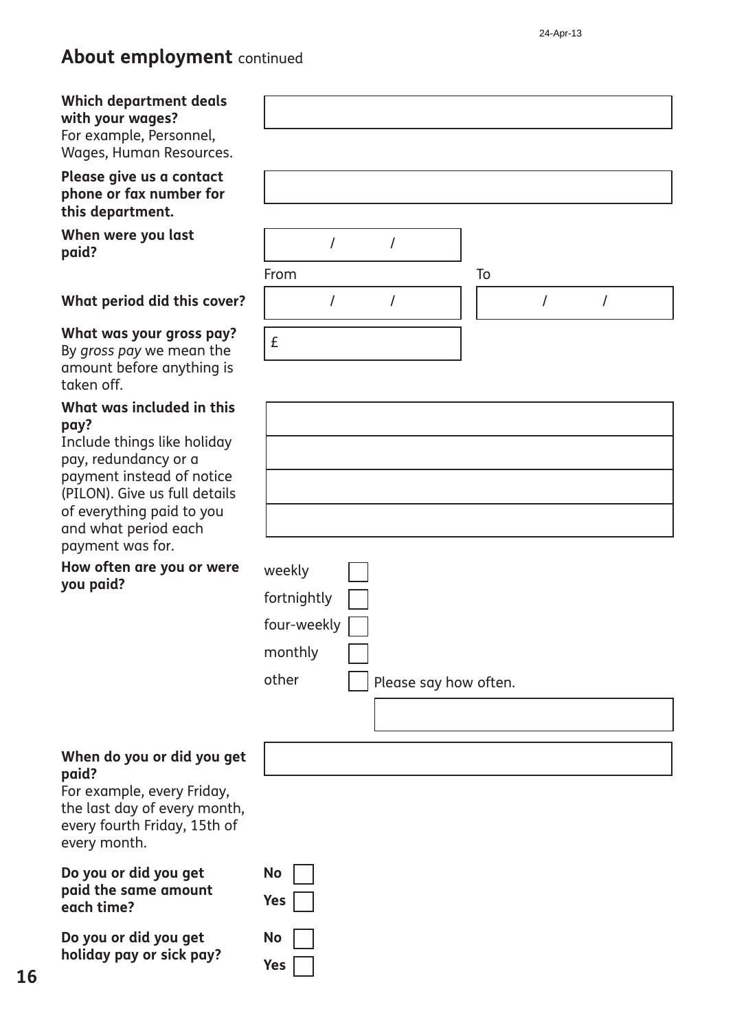## About employment continued

**Which department deals with your wages?**
For example, Personnel, Wages, Human Resources.

**Please give us a contact phone or fax number for this department.**

**When were you last paid?**

/ /

**What period did this cover?**

From / / To / /

**What was your gross pay?**
By *gross pay* we mean the amount before anything is taken off.

£

**What was included in this pay?**
Include things like holiday pay, redundancy or a payment instead of notice (PILON). Give us full details of everything paid to you and what period each payment was for.

**How often are you or were you paid?**

- weekly ☐
- fortnightly ☐
- four-weekly ☐
- monthly ☐
- other ☐ Please say how often.

**When do you or did you get paid?**
For example, every Friday, the last day of every month, every fourth Friday, 15th of every month.

**Do you or did you get paid the same amount each time?**

**No** ☐
**Yes** ☐

**Do you or did you get holiday pay or sick pay?**

**No** ☐
**Yes** ☐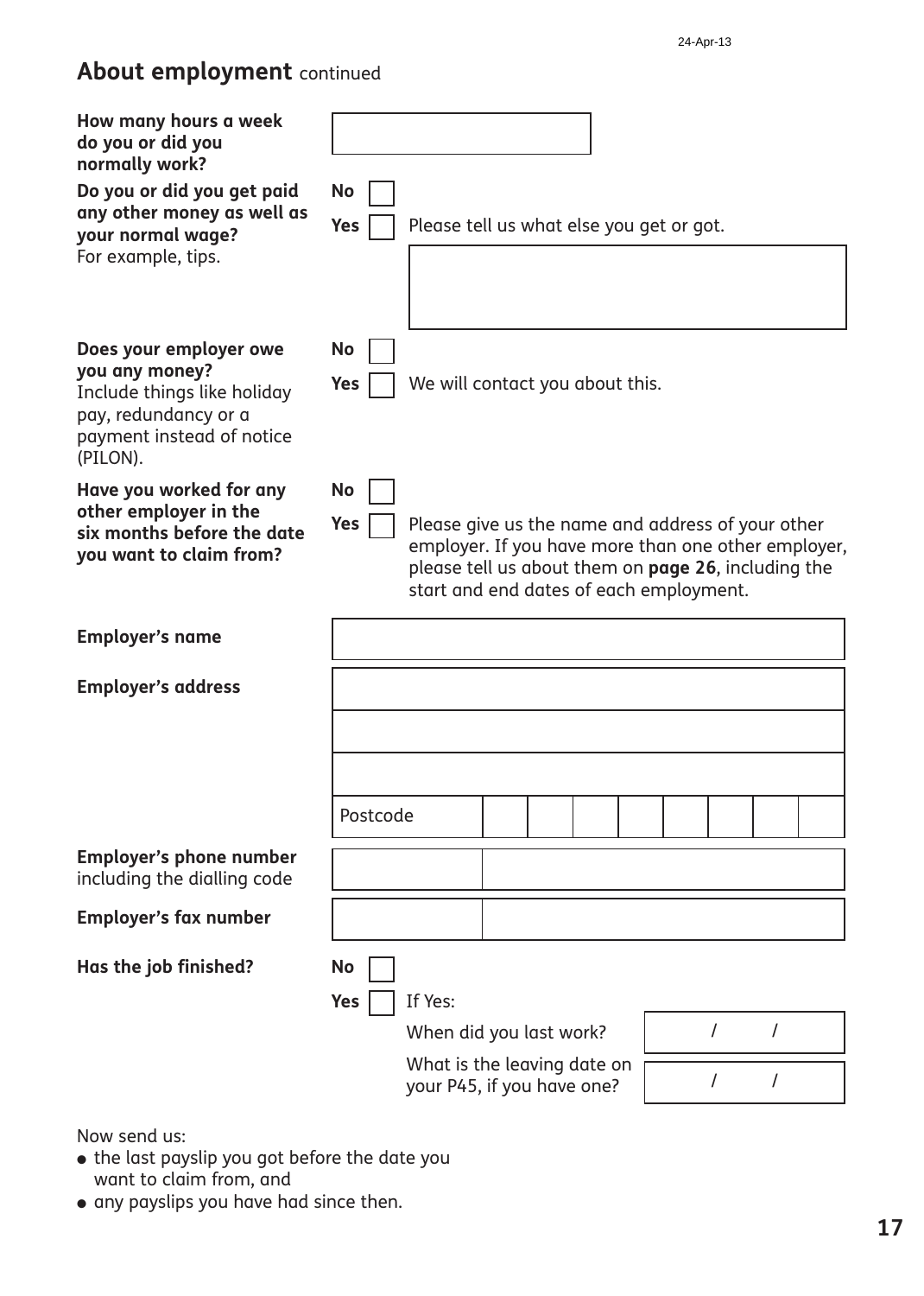## About employment continued

**How many hours a week do you or did you normally work?**

**Do you or did you get paid any other money as well as your normal wage?**
For example, tips.

No ☐
Yes ☐ Please tell us what else you get or got.

**Does your employer owe you any money?**
Include things like holiday pay, redundancy or a payment instead of notice (PILON).

No ☐
Yes ☐ We will contact you about this.

**Have you worked for any other employer in the six months before the date you want to claim from?**

No ☐
Yes ☐ Please give us the name and address of your other employer. If you have more than one other employer, please tell us about them on **page 26**, including the start and end dates of each employment.

**Employer's name**

**Employer's address**

Postcode

**Employer's phone number** including the dialling code

**Employer's fax number**

**Has the job finished?**

No ☐
Yes ☐ If Yes:

When did you last work? / /

What is the leaving date on your P45, if you have one? / /

Now send us:

- the last payslip you got before the date you want to claim from, and
- any payslips you have had since then.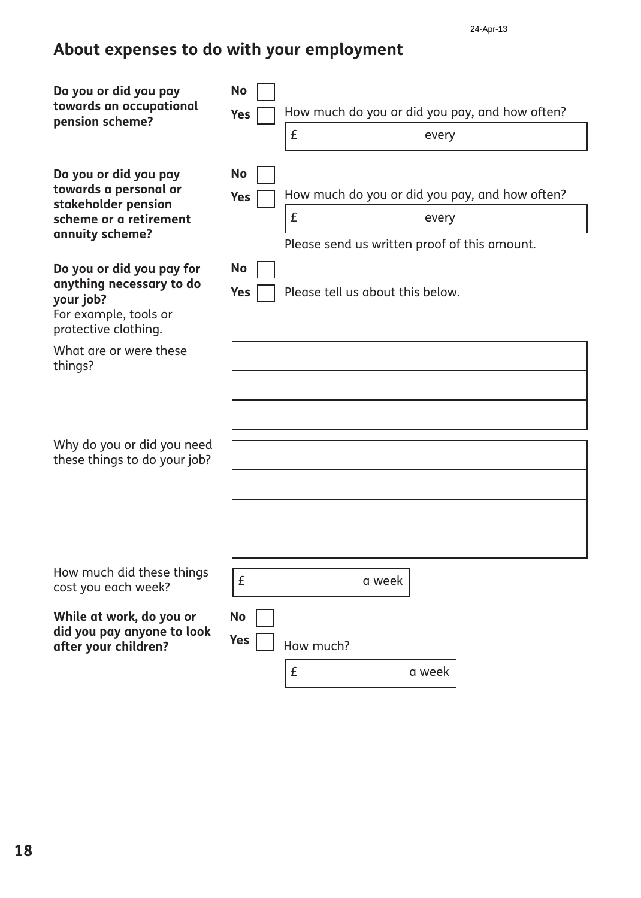## About expenses to do with your employment

**Do you or did you pay towards an occupational pension scheme?**

No ☐

Yes ☐ How much do you or did you pay, and how often?

£ every

**Do you or did you pay towards a personal or stakeholder pension scheme or a retirement annuity scheme?**

No ☐

Yes ☐ How much do you or did you pay, and how often?

£ every

Please send us written proof of this amount.

**Do you or did you pay for anything necessary to do your job?**
For example, tools or protective clothing.

No ☐

Yes ☐ Please tell us about this below.

What are or were these things?

Why do you or did you need these things to do your job?

How much did these things cost you each week?

£ a week

**While at work, do you or did you pay anyone to look after your children?**

No ☐

Yes ☐ How much?

£ a week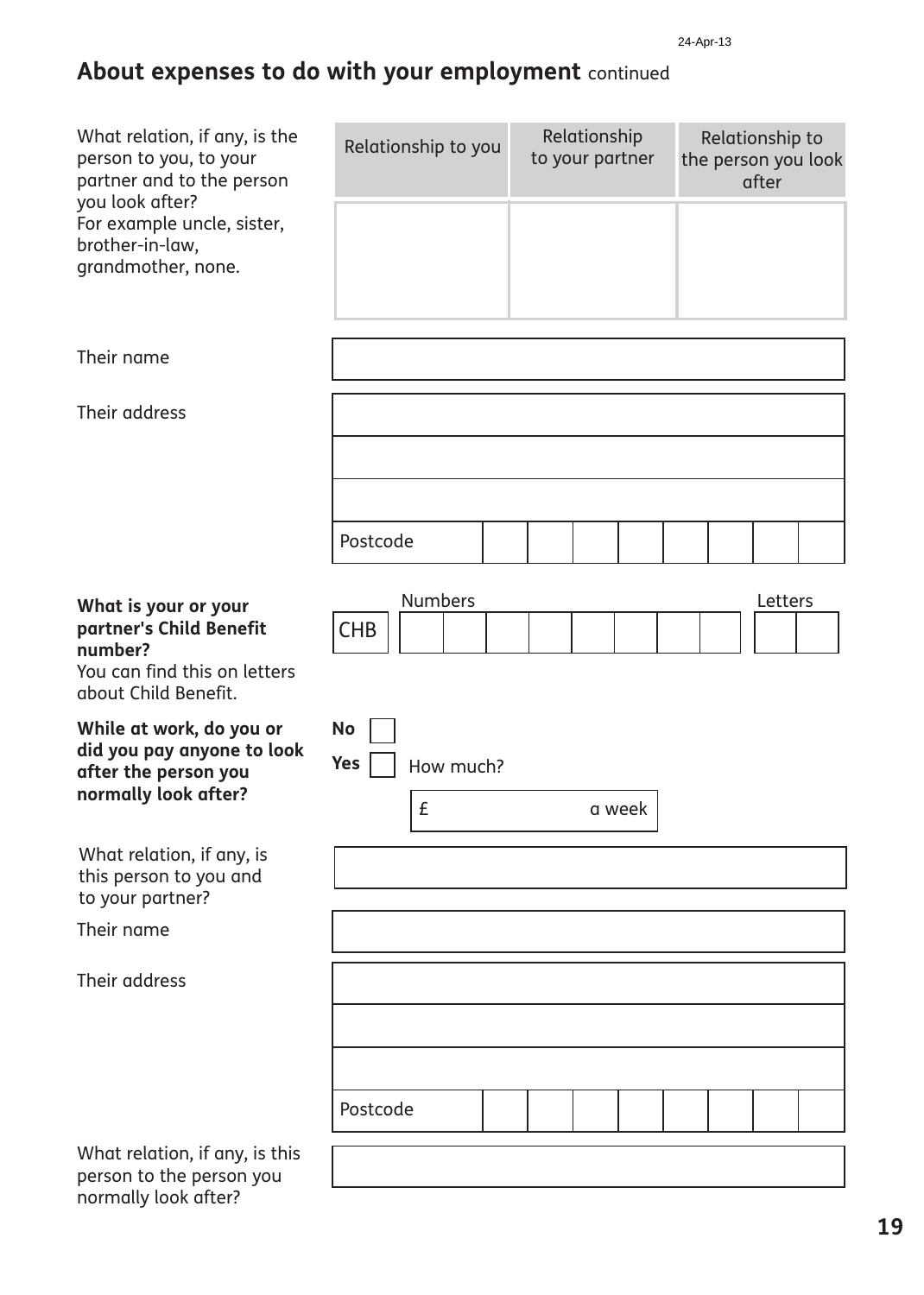## About expenses to do with your employment continued

What relation, if any, is the person to you, to your partner and to the person you look after?
For example uncle, sister, brother-in-law, grandmother, none.

| Relationship to you | Relationship to your partner | Relationship to the person you look after |
|---|---|---|
| | | |

Their name

Their address

Postcode

**What is your or your partner's Child Benefit number?**
You can find this on letters about Child Benefit.

CHB Numbers Letters

**While at work, do you or did you pay anyone to look after the person you normally look after?**

**No**

**Yes** How much?

£ a week

What relation, if any, is this person to you and to your partner?

Their name

Their address

Postcode

What relation, if any, is this person to the person you normally look after?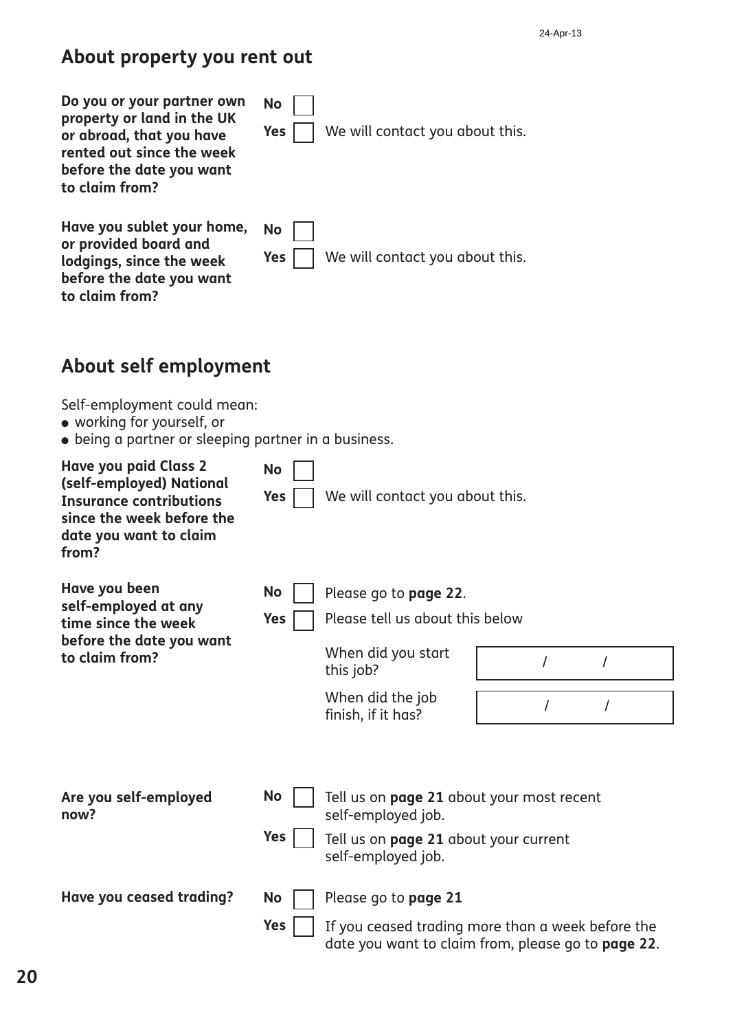## About property you rent out

**Do you or your partner own property or land in the UK or abroad, that you have rented out since the week before the date you want to claim from?**

**No** ☐

**Yes** ☐ We will contact you about this.

**Have you sublet your home, or provided board and lodgings, since the week before the date you want to claim from?**

**No** ☐

**Yes** ☐ We will contact you about this.

## About self employment

Self-employment could mean:

- working for yourself, or
- being a partner or sleeping partner in a business.

**Have you paid Class 2 (self-employed) National Insurance contributions since the week before the date you want to claim from?**

**No** ☐

**Yes** ☐ We will contact you about this.

**Have you been self-employed at any time since the week before the date you want to claim from?**

**No** ☐ Please go to **page 22**.

**Yes** ☐ Please tell us about this below

When did you start this job? ____ / ____ / ____

When did the job finish, if it has? ____ / ____ / ____

**Are you self-employed now?**

**No** ☐ Tell us on **page 21** about your most recent self-employed job.

**Yes** ☐ Tell us on **page 21** about your current self-employed job.

**Have you ceased trading?**

**No** ☐ Please go to **page 21**

**Yes** ☐ If you ceased trading more than a week before the date you want to claim from, please go to **page 22**.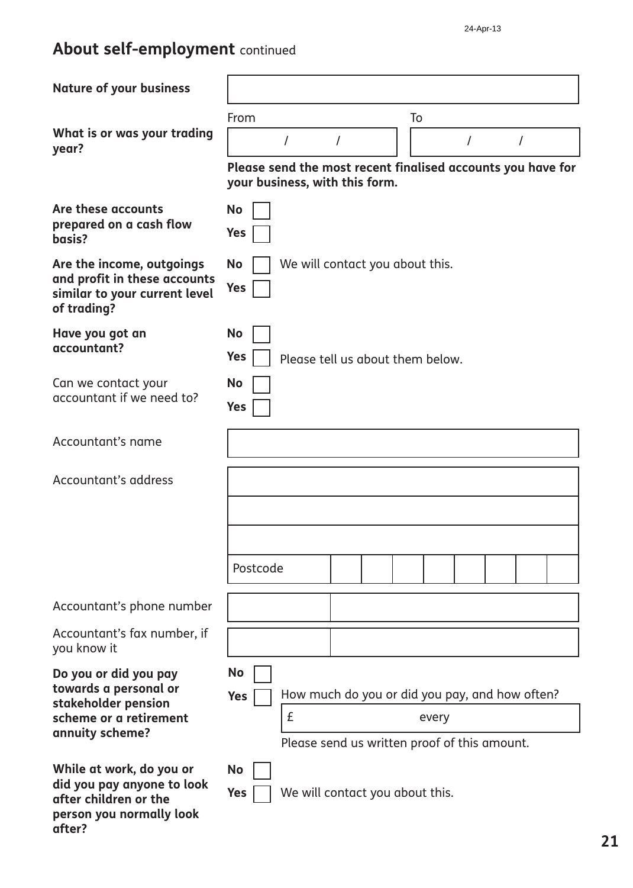## About self-employment continued

**Nature of your business**

**What is or was your trading year?**

From / /  To / /

**Please send the most recent finalised accounts you have for your business, with this form.**

**Are these accounts prepared on a cash flow basis?**

**No** ☐
**Yes** ☐

**Are the income, outgoings and profit in these accounts similar to your current level of trading?**

**No** ☐ We will contact you about this.
**Yes** ☐

**Have you got an accountant?**

**No** ☐
**Yes** ☐ Please tell us about them below.

Can we contact your accountant if we need to?

**No** ☐
**Yes** ☐

Accountant's name

Accountant's address

Postcode

Accountant's phone number

Accountant's fax number, if you know it

**Do you or did you pay towards a personal or stakeholder pension scheme or a retirement annuity scheme?**

**No** ☐
**Yes** ☐ How much do you or did you pay, and how often?

£ every

Please send us written proof of this amount.

**While at work, do you or did you pay anyone to look after children or the person you normally look after?**

**No** ☐
**Yes** ☐ We will contact you about this.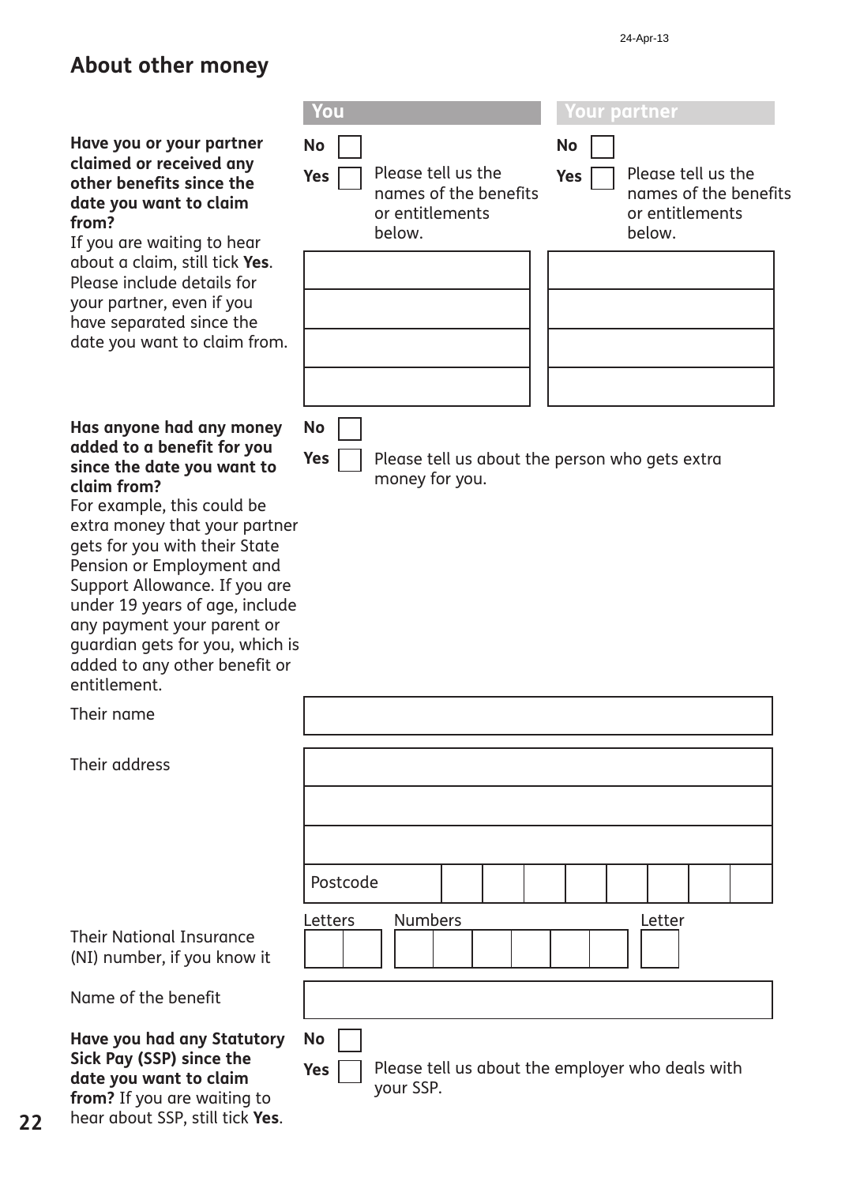## About other money

| | You | Your partner |
|---|---|---|
| **Have you or your partner claimed or received any other benefits since the date you want to claim from?** If you are waiting to hear about a claim, still tick **Yes**. Please include details for your partner, even if you have separated since the date you want to claim from. | **No** ☐<br>**Yes** ☐ Please tell us the names of the benefits or entitlements below. | **No** ☐<br>**Yes** ☐ Please tell us the names of the benefits or entitlements below. |
| | | |
| | | |
| | | |
| | | |

**Has anyone had any money added to a benefit for you since the date you want to claim from?**
For example, this could be extra money that your partner gets for you with their State Pension or Employment and Support Allowance. If you are under 19 years of age, include any payment your parent or guardian gets for you, which is added to any other benefit or entitlement.

**No** ☐

**Yes** ☐ Please tell us about the person who gets extra money for you.

Their name

Their address

Postcode

Their National Insurance (NI) number, if you know it

Letters | Numbers | Letter

Name of the benefit

**Have you had any Statutory Sick Pay (SSP) since the date you want to claim from?** If you are waiting to hear about SSP, still tick **Yes**.

**No** ☐

**Yes** ☐ Please tell us about the employer who deals with your SSP.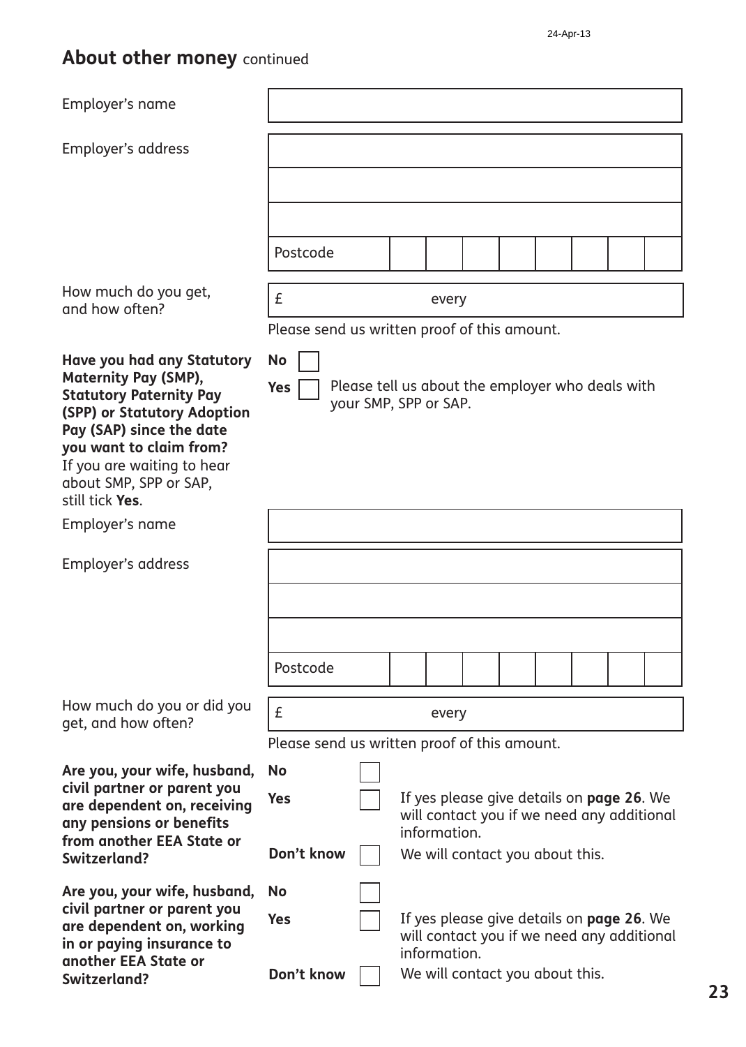## About other money continued

Employer's name

Employer's address

Postcode

How much do you get, and how often?

£ every

Please send us written proof of this amount.

**Have you had any Statutory Maternity Pay (SMP), Statutory Paternity Pay (SPP) or Statutory Adoption Pay (SAP) since the date you want to claim from?**
If you are waiting to hear about SMP, SPP or SAP, still tick **Yes**.

**No** ☐

**Yes** ☐ Please tell us about the employer who deals with your SMP, SPP or SAP.

Employer's name

Employer's address

Postcode

How much do you or did you get, and how often?

£ every

Please send us written proof of this amount.

**Are you, your wife, husband, civil partner or parent you are dependent on, receiving any pensions or benefits from another EEA State or Switzerland?**

**No** ☐

**Yes** ☐ If yes please give details on **page 26**. We will contact you if we need any additional information.

**Don't know** ☐ We will contact you about this.

**Are you, your wife, husband, civil partner or parent you are dependent on, working in or paying insurance to another EEA State or Switzerland?**

**No** ☐

**Yes** ☐ If yes please give details on **page 26**. We will contact you if we need any additional information.

**Don't know** ☐ We will contact you about this.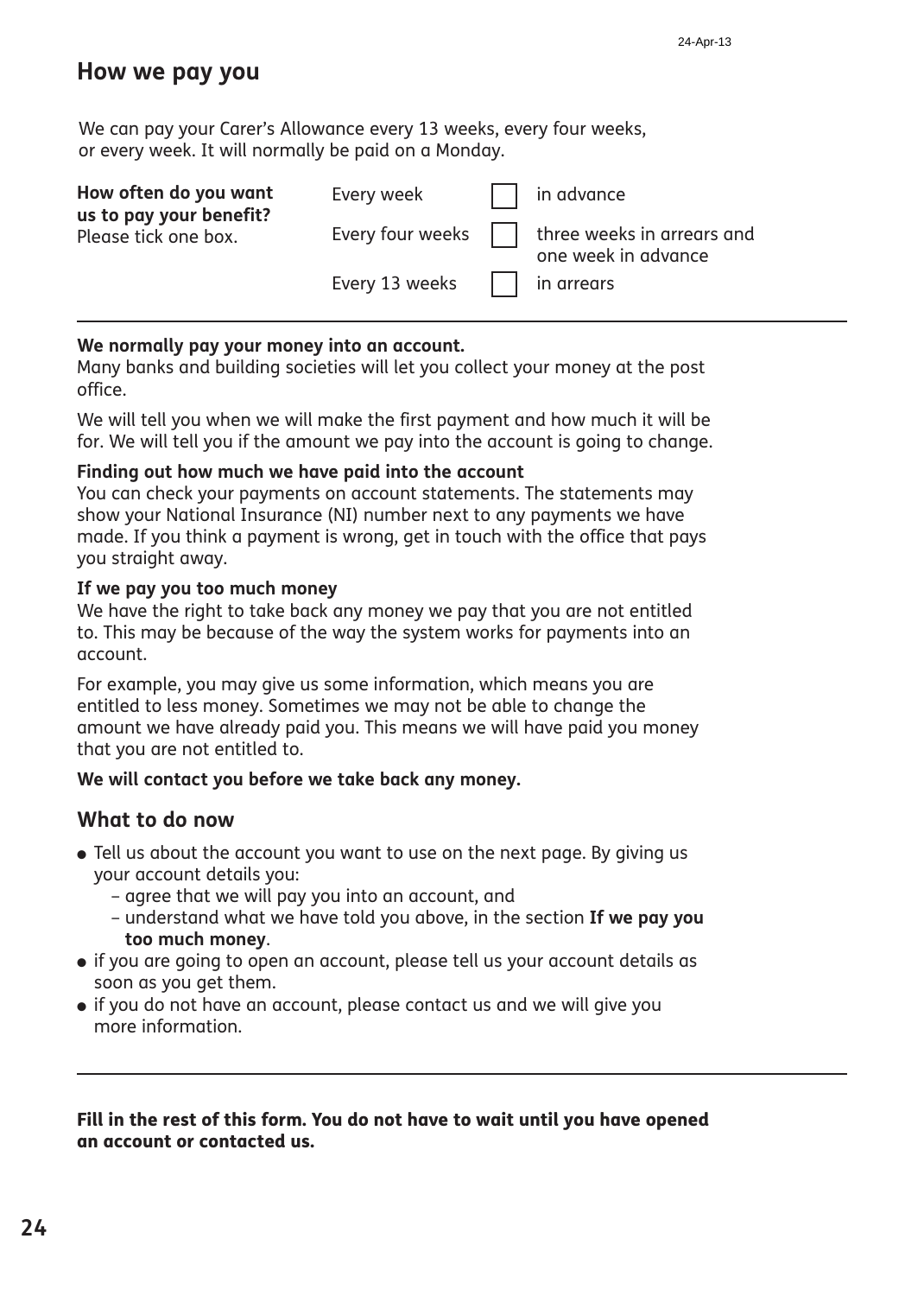## How we pay you

We can pay your Carer's Allowance every 13 weeks, every four weeks, or every week. It will normally be paid on a Monday.

**How often do you want us to pay your benefit?**
Please tick one box.

| | | |
|---|---|---|
| Every week | ☐ | in advance |
| Every four weeks | ☐ | three weeks in arrears and one week in advance |
| Every 13 weeks | ☐ | in arrears |

---

**We normally pay your money into an account.**
Many banks and building societies will let you collect your money at the post office.

We will tell you when we will make the first payment and how much it will be for. We will tell you if the amount we pay into the account is going to change.

**Finding out how much we have paid into the account**
You can check your payments on account statements. The statements may show your National Insurance (NI) number next to any payments we have made. If you think a payment is wrong, get in touch with the office that pays you straight away.

**If we pay you too much money**
We have the right to take back any money we pay that you are not entitled to. This may be because of the way the system works for payments into an account.

For example, you may give us some information, which means you are entitled to less money. Sometimes we may not be able to change the amount we have already paid you. This means we will have paid you money that you are not entitled to.

**We will contact you before we take back any money.**

### What to do now

- Tell us about the account you want to use on the next page. By giving us your account details you:
  - agree that we will pay you into an account, and
  - understand what we have told you above, in the section **If we pay you too much money**.
- if you are going to open an account, please tell us your account details as soon as you get them.
- if you do not have an account, please contact us and we will give you more information.

---

**Fill in the rest of this form. You do not have to wait until you have opened an account or contacted us.**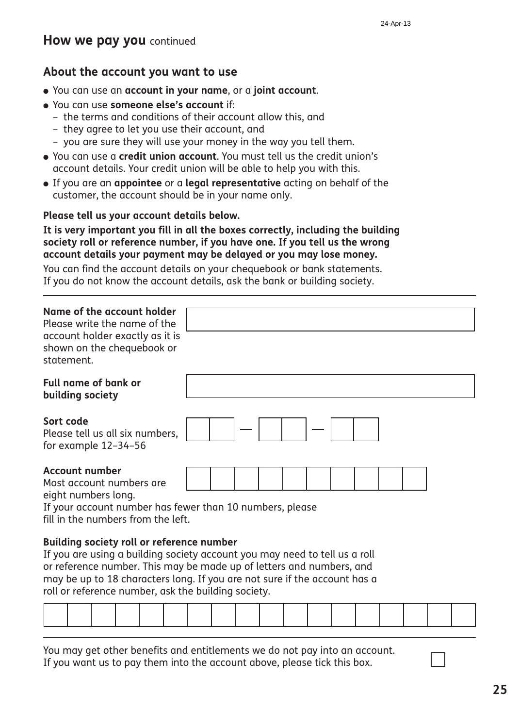## How we pay you continued

### About the account you want to use

- You can use an **account in your name**, or a **joint account**.
- You can use **someone else's account** if:
  - the terms and conditions of their account allow this, and
  - they agree to let you use their account, and
  - you are sure they will use your money in the way you tell them.
- You can use a **credit union account**. You must tell us the credit union's account details. Your credit union will be able to help you with this.
- If you are an **appointee** or a **legal representative** acting on behalf of the customer, the account should be in your name only.

**Please tell us your account details below.**

**It is very important you fill in all the boxes correctly, including the building society roll or reference number, if you have one. If you tell us the wrong account details your payment may be delayed or you may lose money.**

You can find the account details on your chequebook or bank statements. If you do not know the account details, ask the bank or building society.

---

**Name of the account holder**
Please write the name of the account holder exactly as it is shown on the chequebook or statement.

**Full name of bank or building society**

**Sort code**
Please tell us all six numbers, for example 12–34–56

**Account number**
Most account numbers are eight numbers long.
If your account number has fewer than 10 numbers, please fill in the numbers from the left.

**Building society roll or reference number**
If you are using a building society account you may need to tell us a roll or reference number. This may be made up of letters and numbers, and may be up to 18 characters long. If you are not sure if the account has a roll or reference number, ask the building society.

---

You may get other benefits and entitlements we do not pay into an account. If you want us to pay them into the account above, please tick this box. ☐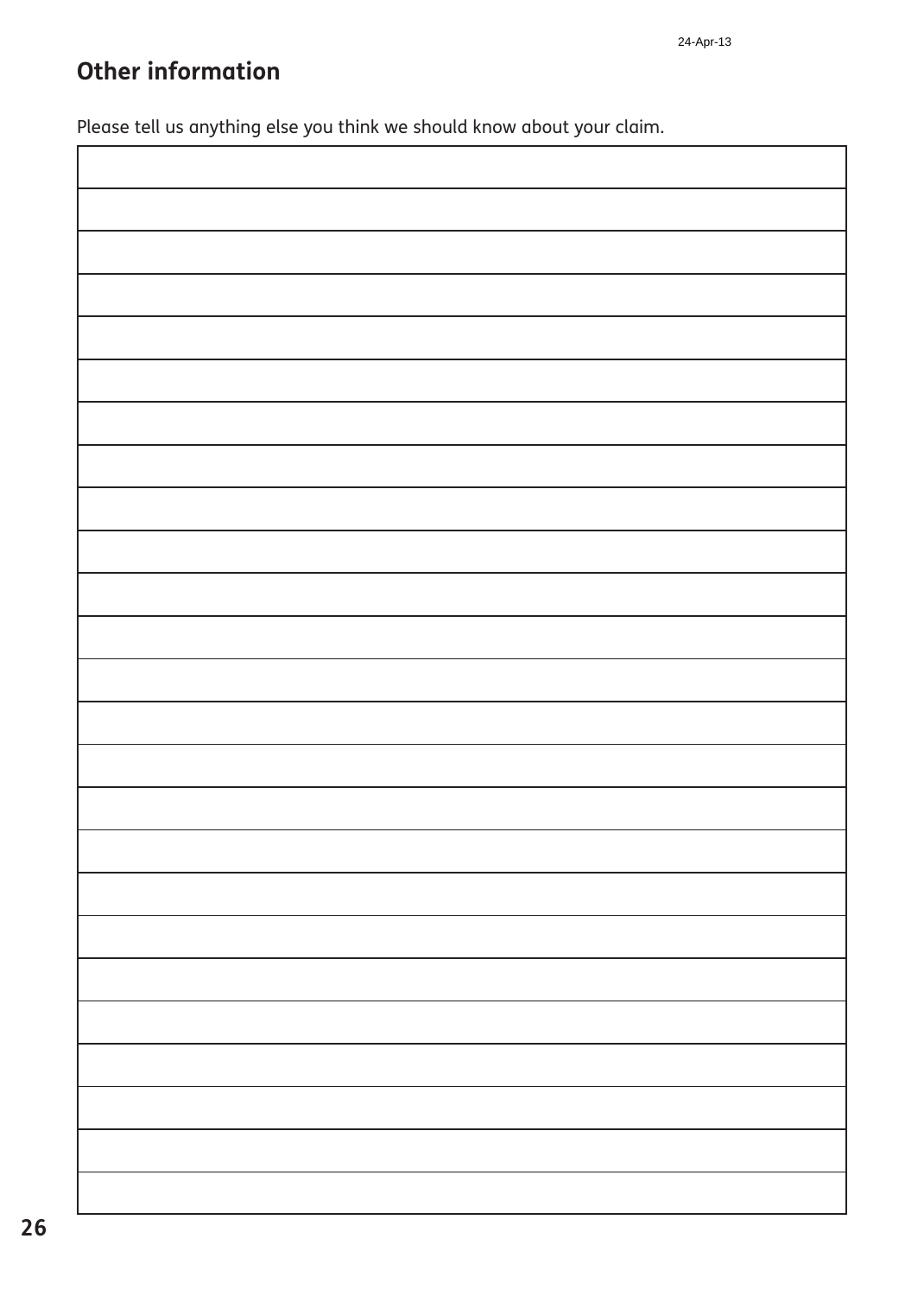## Other information

Please tell us anything else you think we should know about your claim.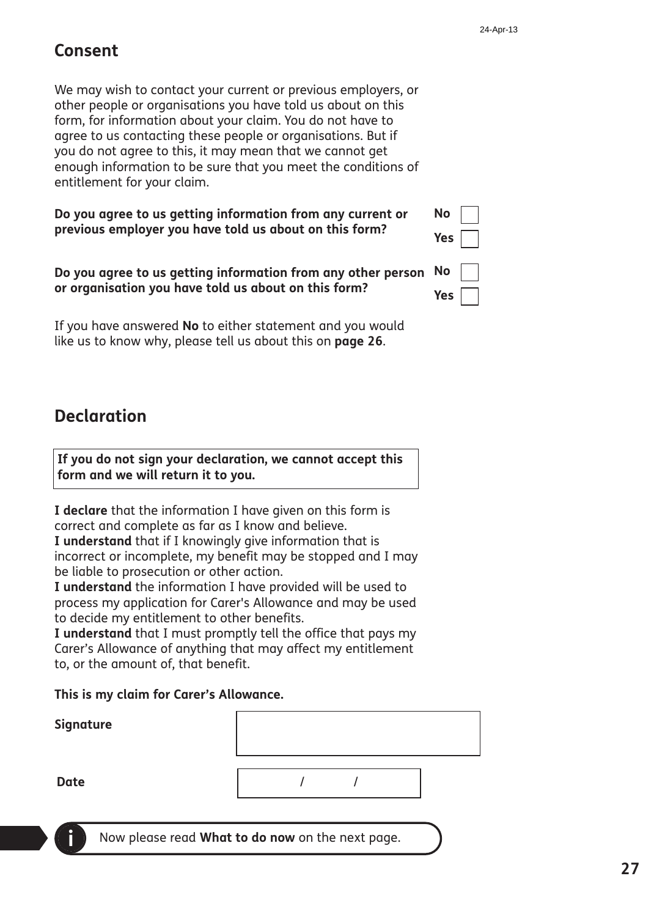## Consent

We may wish to contact your current or previous employers, or other people or organisations you have told us about on this form, for information about your claim. You do not have to agree to us contacting these people or organisations. But if you do not agree to this, it may mean that we cannot get enough information to be sure that you meet the conditions of entitlement for your claim.

**Do you agree to us getting information from any current or previous employer you have told us about on this form?**

**No** ☐
**Yes** ☐

**Do you agree to us getting information from any other person or organisation you have told us about on this form?**

**No** ☐
**Yes** ☐

If you have answered **No** to either statement and you would like us to know why, please tell us about this on **page 26**.

## Declaration

**If you do not sign your declaration, we cannot accept this form and we will return it to you.**

**I declare** that the information I have given on this form is correct and complete as far as I know and believe.
**I understand** that if I knowingly give information that is incorrect or incomplete, my benefit may be stopped and I may be liable to prosecution or other action.
**I understand** the information I have provided will be used to process my application for Carer's Allowance and may be used to decide my entitlement to other benefits.
**I understand** that I must promptly tell the office that pays my Carer's Allowance of anything that may affect my entitlement to, or the amount of, that benefit.

**This is my claim for Carer's Allowance.**

**Signature** ____________________

**Date** ____ / ____ / ____

Now please read **What to do now** on the next page.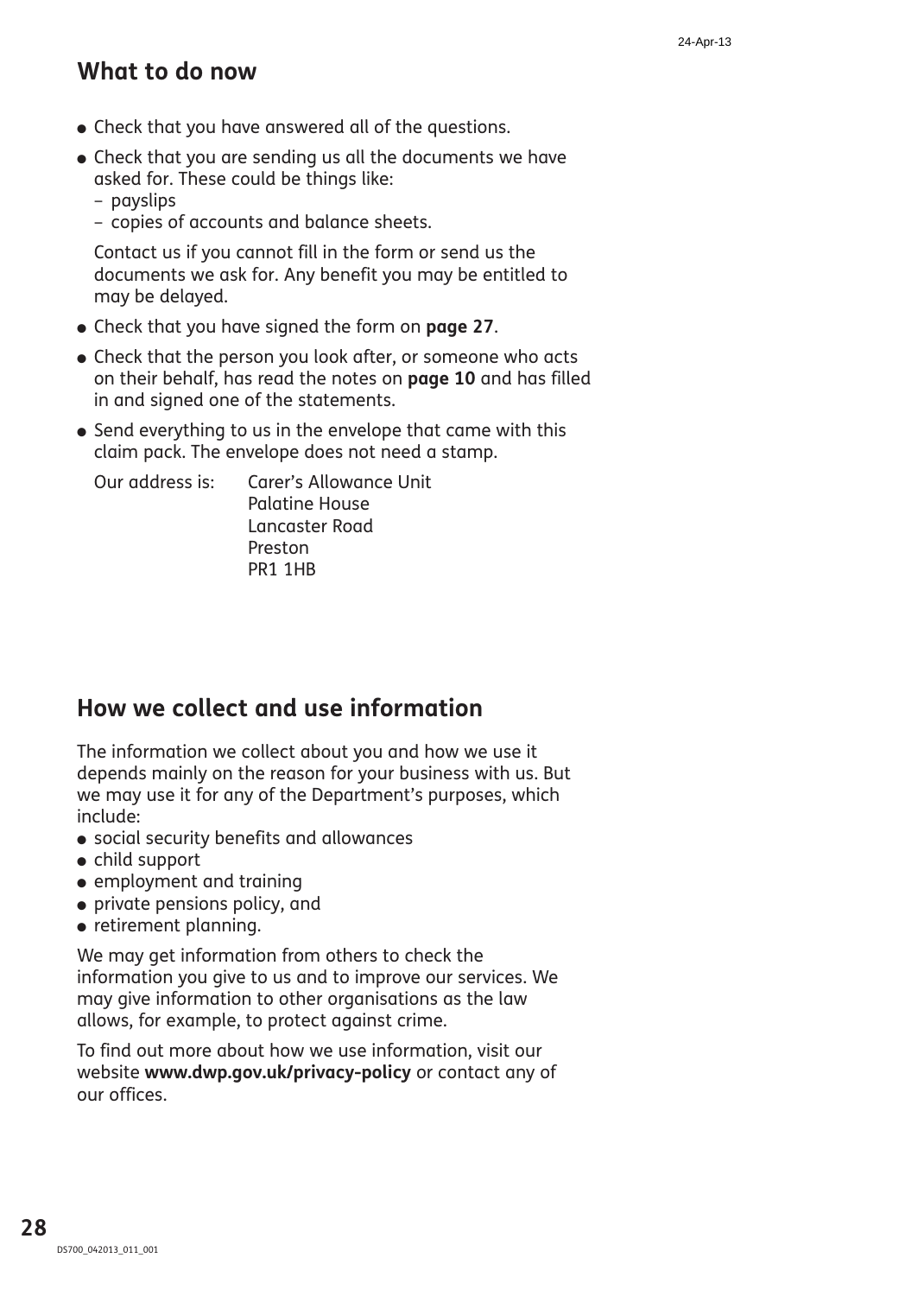## What to do now

- Check that you have answered all of the questions.
- Check that you are sending us all the documents we have asked for. These could be things like:
  - payslips
  - copies of accounts and balance sheets.

  Contact us if you cannot fill in the form or send us the documents we ask for. Any benefit you may be entitled to may be delayed.
- Check that you have signed the form on **page 27**.
- Check that the person you look after, or someone who acts on their behalf, has read the notes on **page 10** and has filled in and signed one of the statements.
- Send everything to us in the envelope that came with this claim pack. The envelope does not need a stamp.

  Our address is: Carer's Allowance Unit
  Palatine House
  Lancaster Road
  Preston
  PR1 1HB

## How we collect and use information

The information we collect about you and how we use it depends mainly on the reason for your business with us. But we may use it for any of the Department's purposes, which include:

- social security benefits and allowances
- child support
- employment and training
- private pensions policy, and
- retirement planning.

We may get information from others to check the information you give to us and to improve our services. We may give information to other organisations as the law allows, for example, to protect against crime.

To find out more about how we use information, visit our website **www.dwp.gov.uk/privacy-policy** or contact any of our offices.